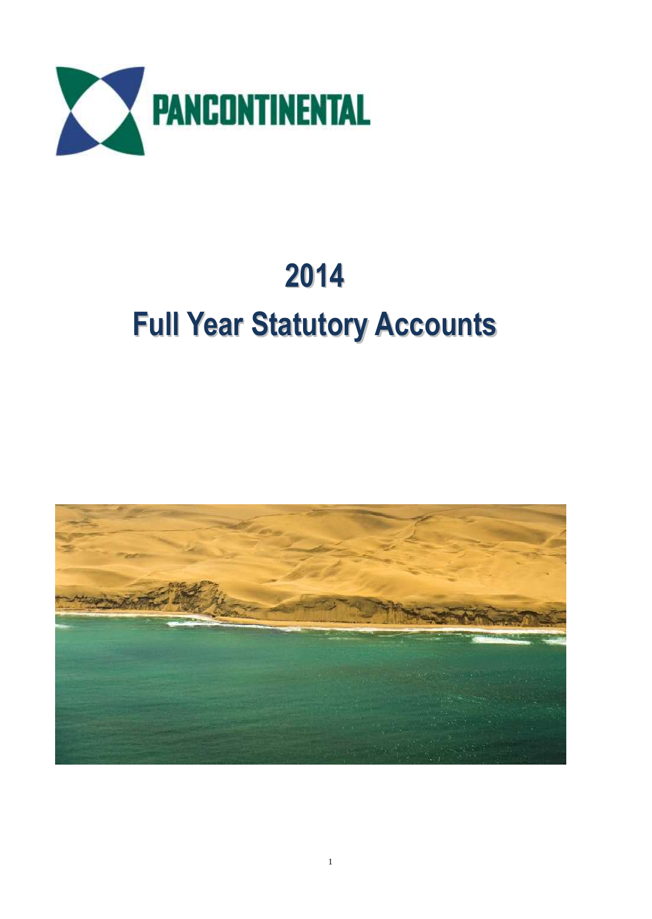PANCONTINENTAL

# 2014

# Full Year Statutory Accounts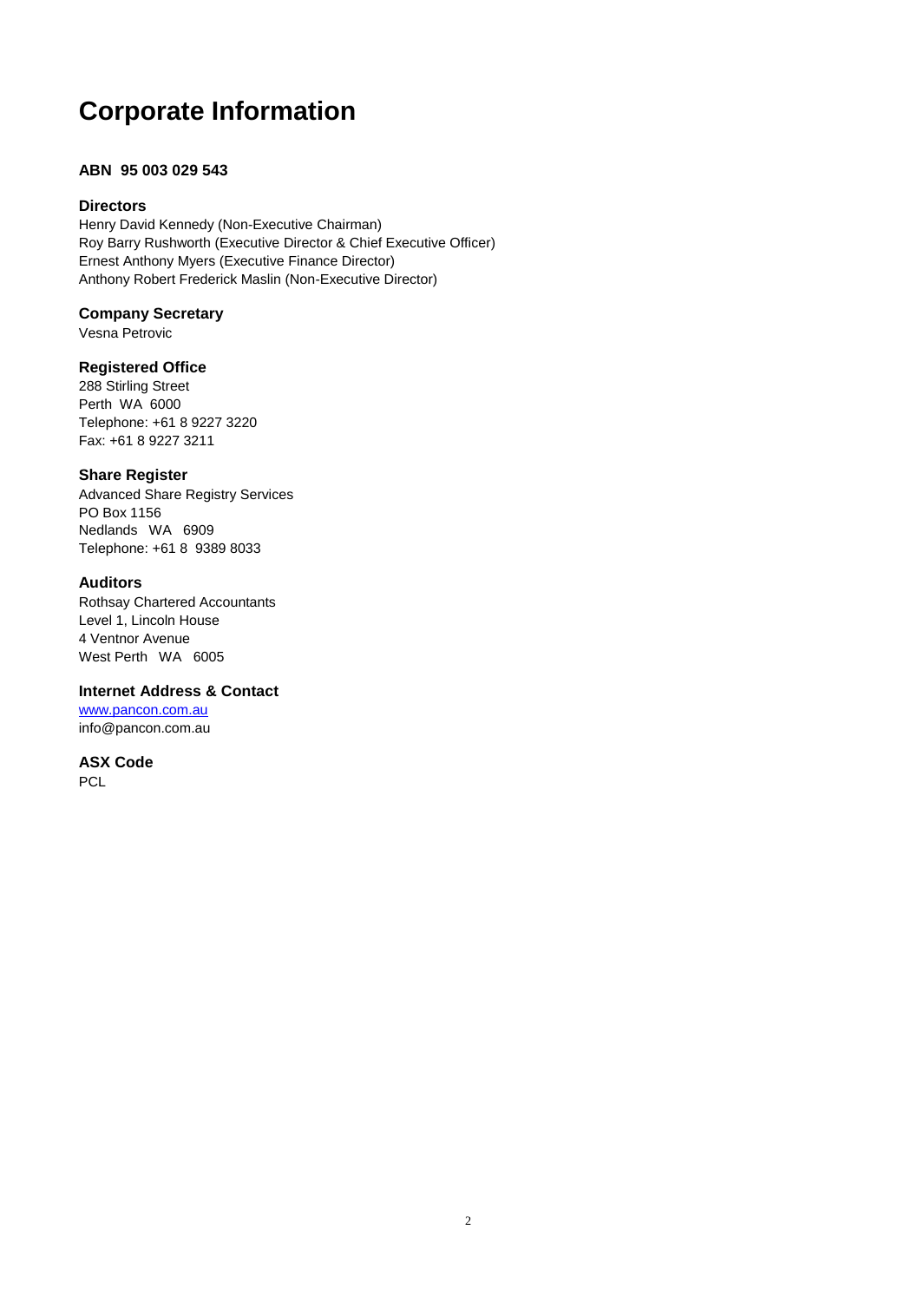# Corporate Information

**ABN 95 003 029 543**

### Directors

Henry David Kennedy (Non-Executive Chairman)
Roy Barry Rushworth (Executive Director & Chief Executive Officer)
Ernest Anthony Myers (Executive Finance Director)
Anthony Robert Frederick Maslin (Non-Executive Director)

### Company Secretary

Vesna Petrovic

### Registered Office

288 Stirling Street
Perth WA 6000
Telephone: +61 8 9227 3220
Fax: +61 8 9227 3211

### Share Register

Advanced Share Registry Services
PO Box 1156
Nedlands WA 6909
Telephone: +61 8 9389 8033

### Auditors

Rothsay Chartered Accountants
Level 1, Lincoln House
4 Ventnor Avenue
West Perth WA 6005

### Internet Address & Contact

[www.pancon.com.au](http://www.pancon.com.au)
info@pancon.com.au

### ASX Code

PCL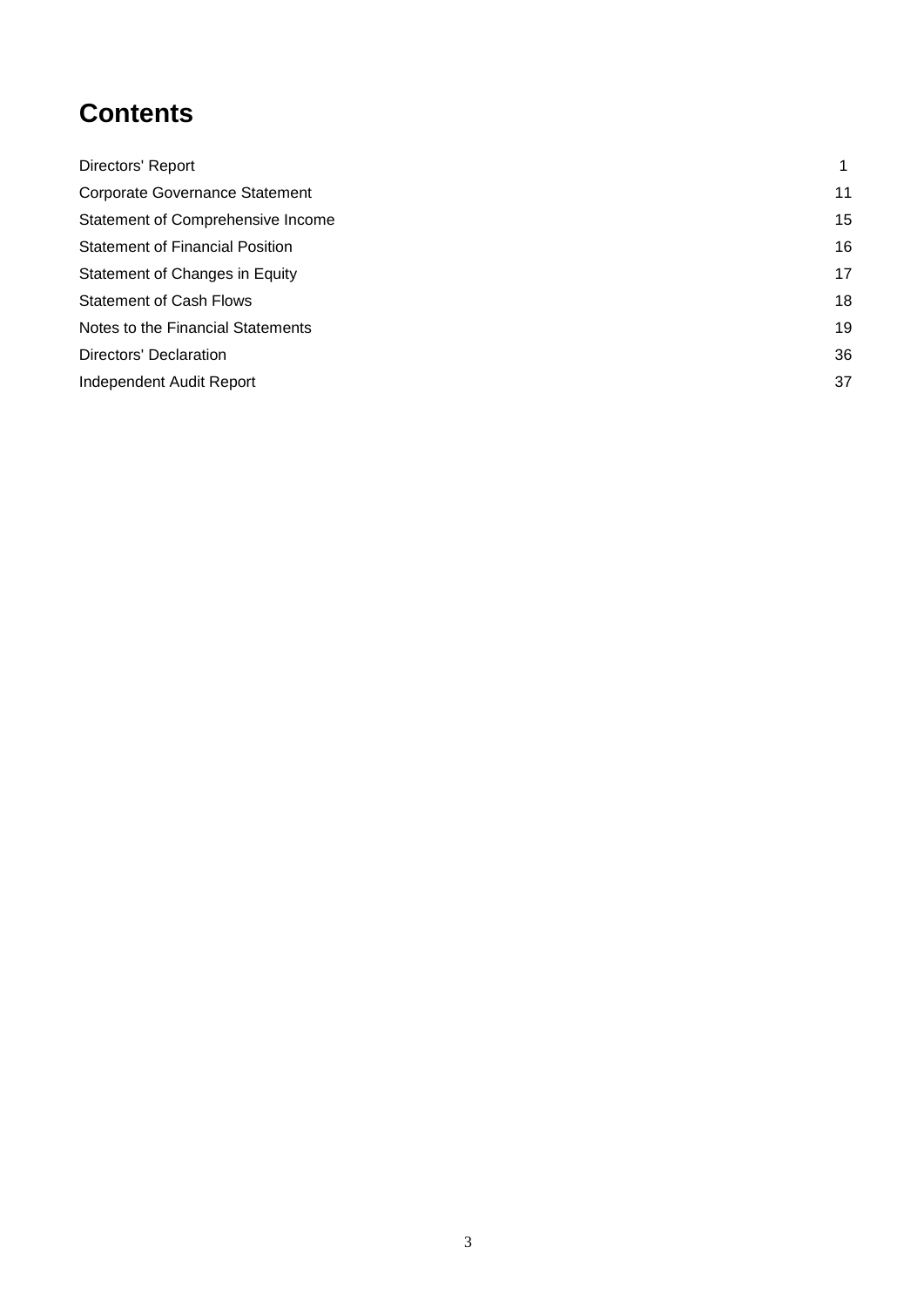# Contents

| | |
|---|---|
| Directors' Report | 1 |
| Corporate Governance Statement | 11 |
| Statement of Comprehensive Income | 15 |
| Statement of Financial Position | 16 |
| Statement of Changes in Equity | 17 |
| Statement of Cash Flows | 18 |
| Notes to the Financial Statements | 19 |
| Directors' Declaration | 36 |
| Independent Audit Report | 37 |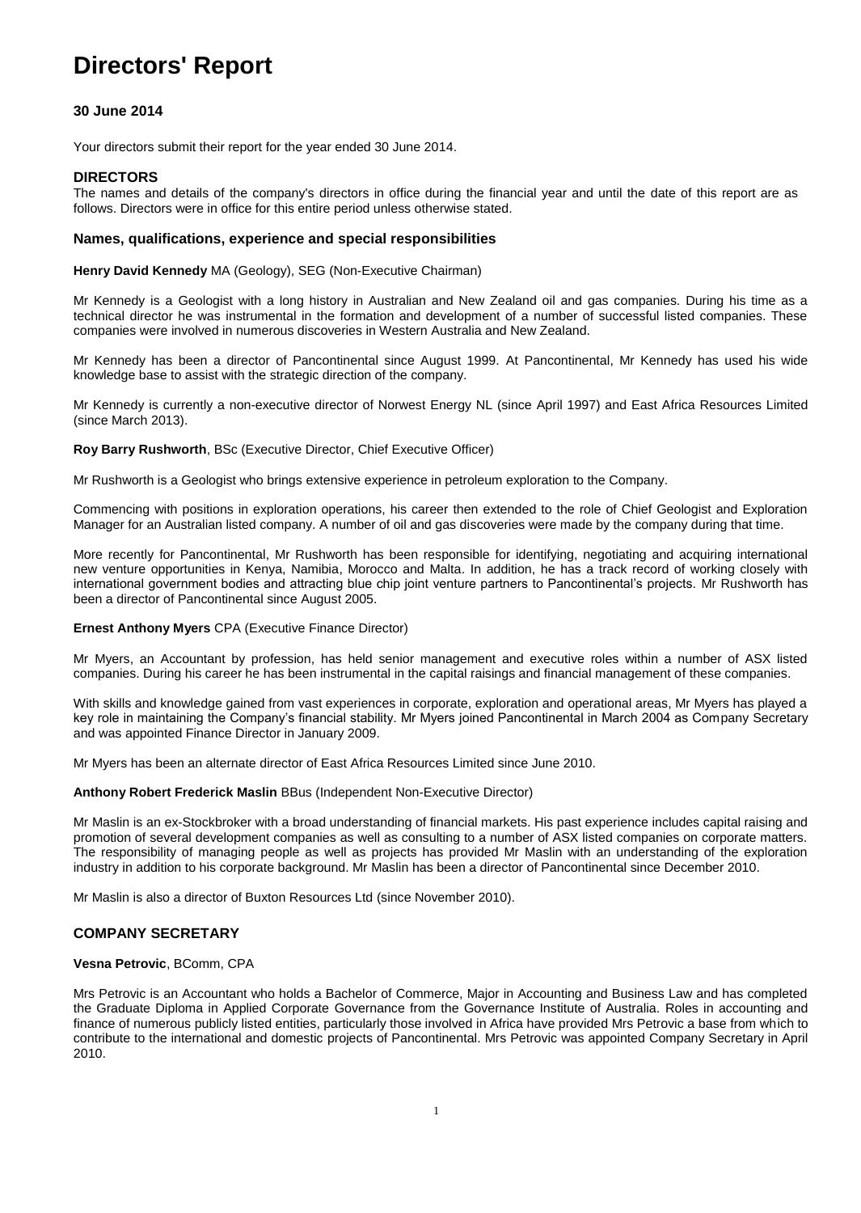# Directors' Report

### 30 June 2014

Your directors submit their report for the year ended 30 June 2014.

### DIRECTORS

The names and details of the company's directors in office during the financial year and until the date of this report are as follows. Directors were in office for this entire period unless otherwise stated.

### Names, qualifications, experience and special responsibilities

**Henry David Kennedy** MA (Geology), SEG (Non-Executive Chairman)

Mr Kennedy is a Geologist with a long history in Australian and New Zealand oil and gas companies. During his time as a technical director he was instrumental in the formation and development of a number of successful listed companies. These companies were involved in numerous discoveries in Western Australia and New Zealand.

Mr Kennedy has been a director of Pancontinental since August 1999. At Pancontinental, Mr Kennedy has used his wide knowledge base to assist with the strategic direction of the company.

Mr Kennedy is currently a non-executive director of Norwest Energy NL (since April 1997) and East Africa Resources Limited (since March 2013).

**Roy Barry Rushworth**, BSc (Executive Director, Chief Executive Officer)

Mr Rushworth is a Geologist who brings extensive experience in petroleum exploration to the Company.

Commencing with positions in exploration operations, his career then extended to the role of Chief Geologist and Exploration Manager for an Australian listed company. A number of oil and gas discoveries were made by the company during that time.

More recently for Pancontinental, Mr Rushworth has been responsible for identifying, negotiating and acquiring international new venture opportunities in Kenya, Namibia, Morocco and Malta. In addition, he has a track record of working closely with international government bodies and attracting blue chip joint venture partners to Pancontinental's projects. Mr Rushworth has been a director of Pancontinental since August 2005.

**Ernest Anthony Myers** CPA (Executive Finance Director)

Mr Myers, an Accountant by profession, has held senior management and executive roles within a number of ASX listed companies. During his career he has been instrumental in the capital raisings and financial management of these companies.

With skills and knowledge gained from vast experiences in corporate, exploration and operational areas, Mr Myers has played a key role in maintaining the Company's financial stability. Mr Myers joined Pancontinental in March 2004 as Company Secretary and was appointed Finance Director in January 2009.

Mr Myers has been an alternate director of East Africa Resources Limited since June 2010.

**Anthony Robert Frederick Maslin** BBus (Independent Non-Executive Director)

Mr Maslin is an ex-Stockbroker with a broad understanding of financial markets. His past experience includes capital raising and promotion of several development companies as well as consulting to a number of ASX listed companies on corporate matters. The responsibility of managing people as well as projects has provided Mr Maslin with an understanding of the exploration industry in addition to his corporate background. Mr Maslin has been a director of Pancontinental since December 2010.

Mr Maslin is also a director of Buxton Resources Ltd (since November 2010).

### COMPANY SECRETARY

**Vesna Petrovic**, BComm, CPA

Mrs Petrovic is an Accountant who holds a Bachelor of Commerce, Major in Accounting and Business Law and has completed the Graduate Diploma in Applied Corporate Governance from the Governance Institute of Australia. Roles in accounting and finance of numerous publicly listed entities, particularly those involved in Africa have provided Mrs Petrovic a base from which to contribute to the international and domestic projects of Pancontinental. Mrs Petrovic was appointed Company Secretary in April 2010.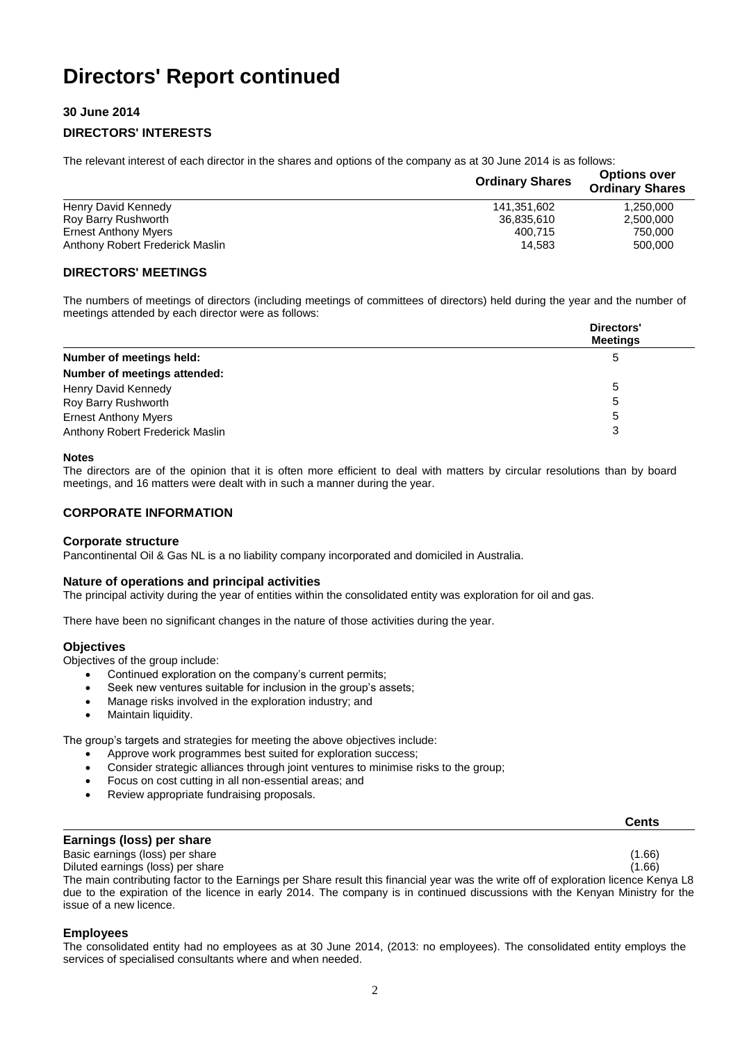# Directors' Report continued

### 30 June 2014

### DIRECTORS' INTERESTS

The relevant interest of each director in the shares and options of the company as at 30 June 2014 is as follows:

| | Ordinary Shares | Options over Ordinary Shares |
|---|---|---|
| Henry David Kennedy | 141,351,602 | 1,250,000 |
| Roy Barry Rushworth | 36,835,610 | 2,500,000 |
| Ernest Anthony Myers | 400,715 | 750,000 |
| Anthony Robert Frederick Maslin | 14,583 | 500,000 |

### DIRECTORS' MEETINGS

The numbers of meetings of directors (including meetings of committees of directors) held during the year and the number of meetings attended by each director were as follows:

| | Directors' Meetings |
|---|---|
| **Number of meetings held:** | 5 |
| **Number of meetings attended:** | |
| Henry David Kennedy | 5 |
| Roy Barry Rushworth | 5 |
| Ernest Anthony Myers | 5 |
| Anthony Robert Frederick Maslin | 3 |

**Notes**

The directors are of the opinion that it is often more efficient to deal with matters by circular resolutions than by board meetings, and 16 matters were dealt with in such a manner during the year.

### CORPORATE INFORMATION

**Corporate structure**

Pancontinental Oil & Gas NL is a no liability company incorporated and domiciled in Australia.

**Nature of operations and principal activities**

The principal activity during the year of entities within the consolidated entity was exploration for oil and gas.

There have been no significant changes in the nature of those activities during the year.

**Objectives**

Objectives of the group include:

- Continued exploration on the company's current permits;
- Seek new ventures suitable for inclusion in the group's assets;
- Manage risks involved in the exploration industry; and
- Maintain liquidity.

The group's targets and strategies for meeting the above objectives include:

- Approve work programmes best suited for exploration success;
- Consider strategic alliances through joint ventures to minimise risks to the group;
- Focus on cost cutting in all non-essential areas; and
- Review appropriate fundraising proposals.

| | Cents |
|---|---|
| **Earnings (loss) per share** | |
| Basic earnings (loss) per share | (1.66) |
| Diluted earnings (loss) per share | (1.66) |

The main contributing factor to the Earnings per Share result this financial year was the write off of exploration licence Kenya L8 due to the expiration of the licence in early 2014. The company is in continued discussions with the Kenyan Ministry for the issue of a new licence.

**Employees**

The consolidated entity had no employees as at 30 June 2014, (2013: no employees). The consolidated entity employs the services of specialised consultants where and when needed.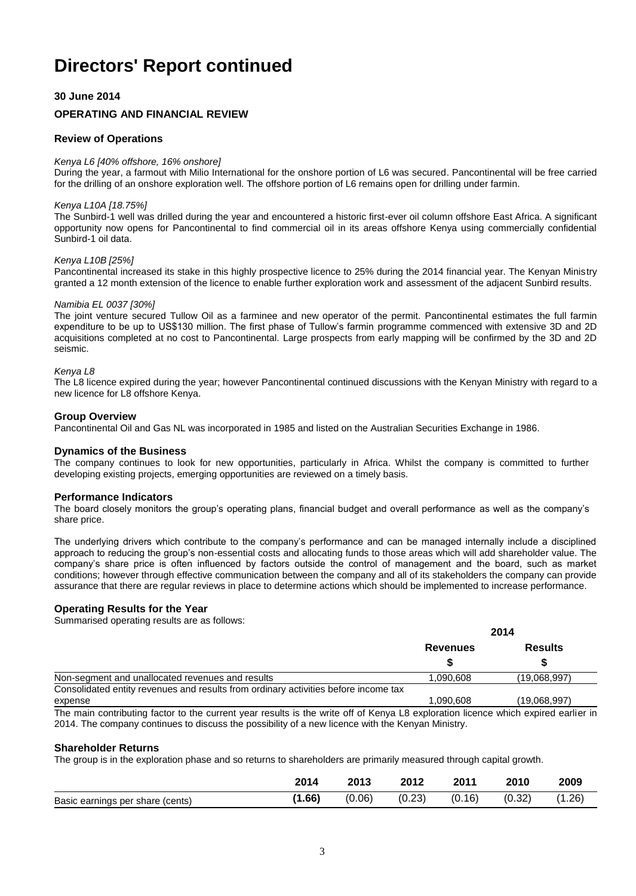# Directors' Report continued

**30 June 2014**

**OPERATING AND FINANCIAL REVIEW**

### Review of Operations

*Kenya L6 [40% offshore, 16% onshore]*

During the year, a farmout with Milio International for the onshore portion of L6 was secured. Pancontinental will be free carried for the drilling of an onshore exploration well. The offshore portion of L6 remains open for drilling under farmin.

*Kenya L10A [18.75%]*

The Sunbird-1 well was drilled during the year and encountered a historic first-ever oil column offshore East Africa. A significant opportunity now opens for Pancontinental to find commercial oil in its areas offshore Kenya using commercially confidential Sunbird-1 oil data.

*Kenya L10B [25%]*

Pancontinental increased its stake in this highly prospective licence to 25% during the 2014 financial year. The Kenyan Ministry granted a 12 month extension of the licence to enable further exploration work and assessment of the adjacent Sunbird results.

*Namibia EL 0037 [30%]*

The joint venture secured Tullow Oil as a farminee and new operator of the permit. Pancontinental estimates the full farmin expenditure to be up to US$130 million. The first phase of Tullow's farmin programme commenced with extensive 3D and 2D acquisitions completed at no cost to Pancontinental. Large prospects from early mapping will be confirmed by the 3D and 2D seismic.

*Kenya L8*

The L8 licence expired during the year; however Pancontinental continued discussions with the Kenyan Ministry with regard to a new licence for L8 offshore Kenya.

### Group Overview

Pancontinental Oil and Gas NL was incorporated in 1985 and listed on the Australian Securities Exchange in 1986.

### Dynamics of the Business

The company continues to look for new opportunities, particularly in Africa. Whilst the company is committed to further developing existing projects, emerging opportunities are reviewed on a timely basis.

### Performance Indicators

The board closely monitors the group's operating plans, financial budget and overall performance as well as the company's share price.

The underlying drivers which contribute to the company's performance and can be managed internally include a disciplined approach to reducing the group's non-essential costs and allocating funds to those areas which will add shareholder value. The company's share price is often influenced by factors outside the control of management and the board, such as market conditions; however through effective communication between the company and all of its stakeholders the company can provide assurance that there are regular reviews in place to determine actions which should be implemented to increase performance.

### Operating Results for the Year

Summarised operating results are as follows:

| | 2014 | |
|---|---|---|
| | **Revenues** | **Results** |
| | **$** | **$** |
| Non-segment and unallocated revenues and results | 1,090,608 | (19,068,997) |
| Consolidated entity revenues and results from ordinary activities before income tax expense | 1,090,608 | (19,068,997) |

The main contributing factor to the current year results is the write off of Kenya L8 exploration licence which expired earlier in 2014. The company continues to discuss the possibility of a new licence with the Kenyan Ministry.

### Shareholder Returns

The group is in the exploration phase and so returns to shareholders are primarily measured through capital growth.

| | 2014 | 2013 | 2012 | 2011 | 2010 | 2009 |
|---|---|---|---|---|---|---|
| Basic earnings per share (cents) | **(1.66)** | (0.06) | (0.23) | (0.16) | (0.32) | (1.26) |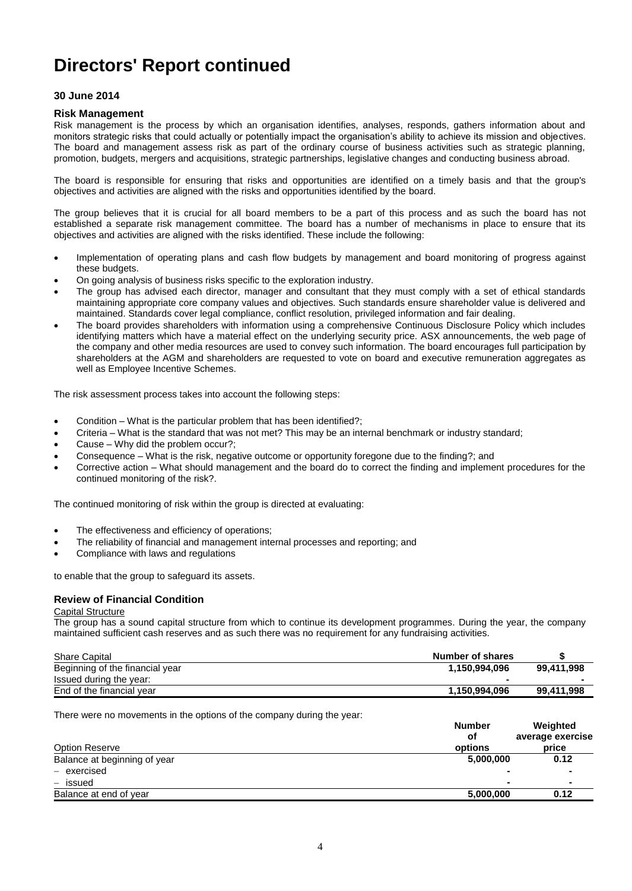# Directors' Report continued

**30 June 2014**

### Risk Management

Risk management is the process by which an organisation identifies, analyses, responds, gathers information about and monitors strategic risks that could actually or potentially impact the organisation's ability to achieve its mission and objectives. The board and management assess risk as part of the ordinary course of business activities such as strategic planning, promotion, budgets, mergers and acquisitions, strategic partnerships, legislative changes and conducting business abroad.

The board is responsible for ensuring that risks and opportunities are identified on a timely basis and that the group's objectives and activities are aligned with the risks and opportunities identified by the board.

The group believes that it is crucial for all board members to be a part of this process and as such the board has not established a separate risk management committee. The board has a number of mechanisms in place to ensure that its objectives and activities are aligned with the risks identified. These include the following:

- Implementation of operating plans and cash flow budgets by management and board monitoring of progress against these budgets.
- On going analysis of business risks specific to the exploration industry.
- The group has advised each director, manager and consultant that they must comply with a set of ethical standards maintaining appropriate core company values and objectives. Such standards ensure shareholder value is delivered and maintained. Standards cover legal compliance, conflict resolution, privileged information and fair dealing.
- The board provides shareholders with information using a comprehensive Continuous Disclosure Policy which includes identifying matters which have a material effect on the underlying security price. ASX announcements, the web page of the company and other media resources are used to convey such information. The board encourages full participation by shareholders at the AGM and shareholders are requested to vote on board and executive remuneration aggregates as well as Employee Incentive Schemes.

The risk assessment process takes into account the following steps:

- Condition – What is the particular problem that has been identified?;
- Criteria – What is the standard that was not met? This may be an internal benchmark or industry standard;
- Cause – Why did the problem occur?;
- Consequence – What is the risk, negative outcome or opportunity foregone due to the finding?; and
- Corrective action – What should management and the board do to correct the finding and implement procedures for the continued monitoring of the risk?.

The continued monitoring of risk within the group is directed at evaluating:

- The effectiveness and efficiency of operations;
- The reliability of financial and management internal processes and reporting; and
- Compliance with laws and regulations

to enable that the group to safeguard its assets.

### Review of Financial Condition

Capital Structure

The group has a sound capital structure from which to continue its development programmes. During the year, the company maintained sufficient cash reserves and as such there was no requirement for any fundraising activities.

| Share Capital | Number of shares | $ |
|---|---|---|
| Beginning of the financial year | **1,150,994,096** | **99,411,998** |
| Issued during the year: | **-** | **-** |
| End of the financial year | **1,150,994,096** | **99,411,998** |

There were no movements in the options of the company during the year:

| Option Reserve | Number of options | Weighted average exercise price |
|---|---|---|
| Balance at beginning of year | **5,000,000** | **0.12** |
| − exercised | **-** | **-** |
| − issued | **-** | **-** |
| Balance at end of year | **5,000,000** | **0.12** |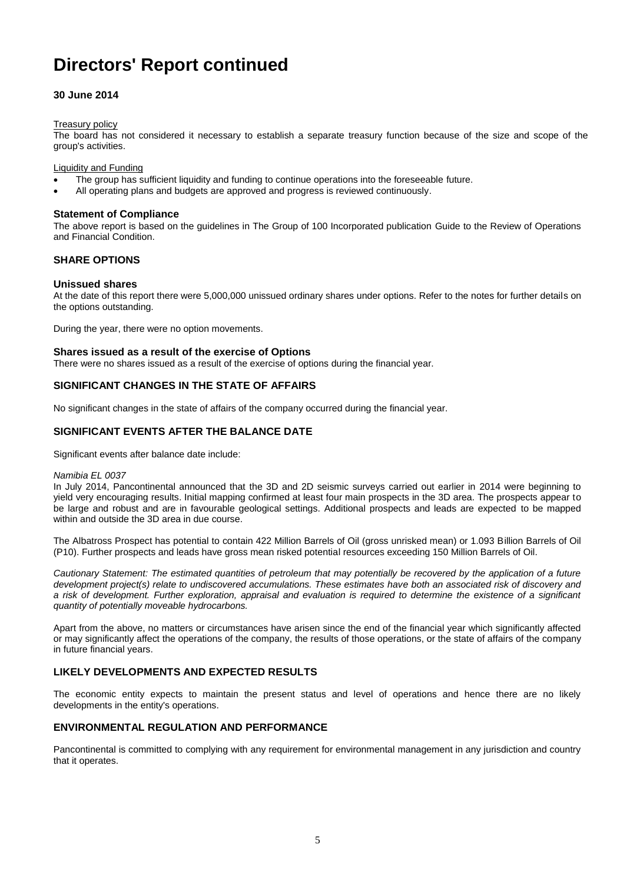# Directors' Report continued

**30 June 2014**

Treasury policy

The board has not considered it necessary to establish a separate treasury function because of the size and scope of the group's activities.

Liquidity and Funding

- The group has sufficient liquidity and funding to continue operations into the foreseeable future.
- All operating plans and budgets are approved and progress is reviewed continuously.

### Statement of Compliance

The above report is based on the guidelines in The Group of 100 Incorporated publication Guide to the Review of Operations and Financial Condition.

## SHARE OPTIONS

### Unissued shares

At the date of this report there were 5,000,000 unissued ordinary shares under options. Refer to the notes for further details on the options outstanding.

During the year, there were no option movements.

### Shares issued as a result of the exercise of Options

There were no shares issued as a result of the exercise of options during the financial year.

## SIGNIFICANT CHANGES IN THE STATE OF AFFAIRS

No significant changes in the state of affairs of the company occurred during the financial year.

## SIGNIFICANT EVENTS AFTER THE BALANCE DATE

Significant events after balance date include:

*Namibia EL 0037*

In July 2014, Pancontinental announced that the 3D and 2D seismic surveys carried out earlier in 2014 were beginning to yield very encouraging results. Initial mapping confirmed at least four main prospects in the 3D area. The prospects appear to be large and robust and are in favourable geological settings. Additional prospects and leads are expected to be mapped within and outside the 3D area in due course.

The Albatross Prospect has potential to contain 422 Million Barrels of Oil (gross unrisked mean) or 1.093 Billion Barrels of Oil (P10). Further prospects and leads have gross mean risked potential resources exceeding 150 Million Barrels of Oil.

*Cautionary Statement: The estimated quantities of petroleum that may potentially be recovered by the application of a future development project(s) relate to undiscovered accumulations. These estimates have both an associated risk of discovery and a risk of development. Further exploration, appraisal and evaluation is required to determine the existence of a significant quantity of potentially moveable hydrocarbons.*

Apart from the above, no matters or circumstances have arisen since the end of the financial year which significantly affected or may significantly affect the operations of the company, the results of those operations, or the state of affairs of the company in future financial years.

## LIKELY DEVELOPMENTS AND EXPECTED RESULTS

The economic entity expects to maintain the present status and level of operations and hence there are no likely developments in the entity's operations.

## ENVIRONMENTAL REGULATION AND PERFORMANCE

Pancontinental is committed to complying with any requirement for environmental management in any jurisdiction and country that it operates.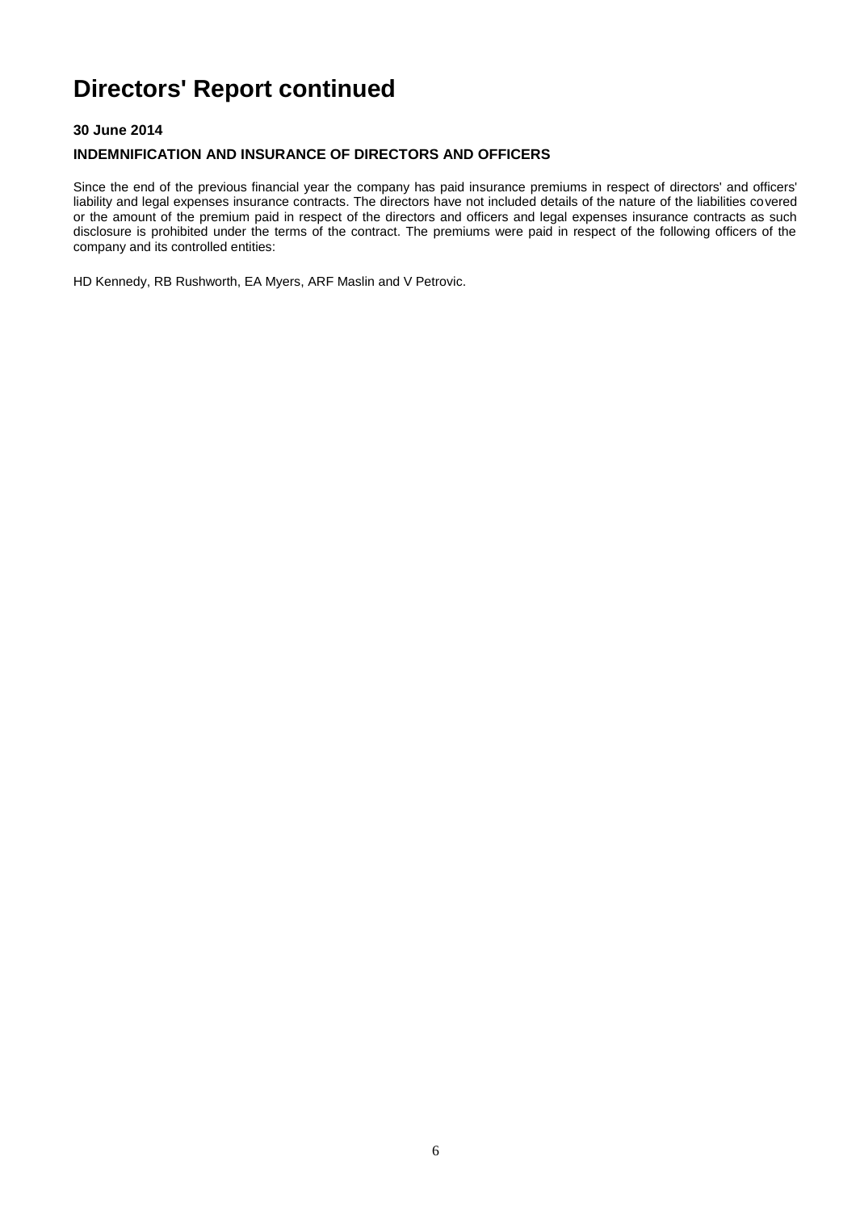# Directors' Report continued

**30 June 2014**

**INDEMNIFICATION AND INSURANCE OF DIRECTORS AND OFFICERS**

Since the end of the previous financial year the company has paid insurance premiums in respect of directors' and officers' liability and legal expenses insurance contracts. The directors have not included details of the nature of the liabilities covered or the amount of the premium paid in respect of the directors and officers and legal expenses insurance contracts as such disclosure is prohibited under the terms of the contract. The premiums were paid in respect of the following officers of the company and its controlled entities:

HD Kennedy, RB Rushworth, EA Myers, ARF Maslin and V Petrovic.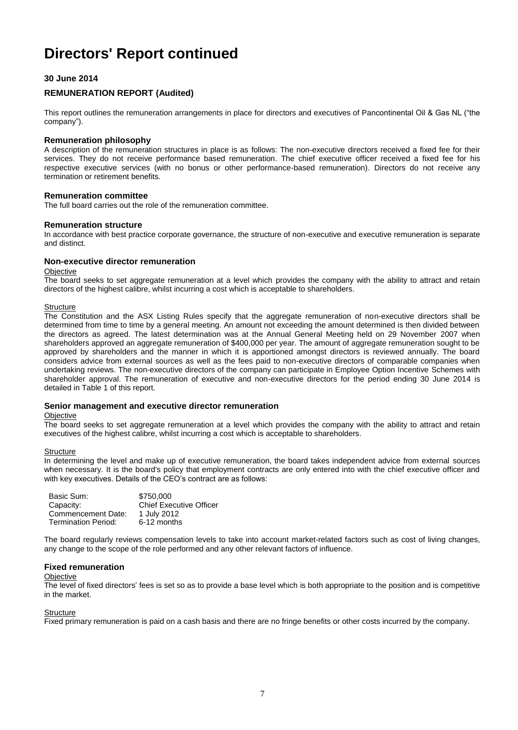# Directors' Report continued

**30 June 2014**

**REMUNERATION REPORT (Audited)**

This report outlines the remuneration arrangements in place for directors and executives of Pancontinental Oil & Gas NL ("the company").

### Remuneration philosophy

A description of the remuneration structures in place is as follows: The non-executive directors received a fixed fee for their services. They do not receive performance based remuneration. The chief executive officer received a fixed fee for his respective executive services (with no bonus or other performance-based remuneration). Directors do not receive any termination or retirement benefits.

### Remuneration committee

The full board carries out the role of the remuneration committee.

### Remuneration structure

In accordance with best practice corporate governance, the structure of non-executive and executive remuneration is separate and distinct.

### Non-executive director remuneration

Objective

The board seeks to set aggregate remuneration at a level which provides the company with the ability to attract and retain directors of the highest calibre, whilst incurring a cost which is acceptable to shareholders.

Structure

The Constitution and the ASX Listing Rules specify that the aggregate remuneration of non-executive directors shall be determined from time to time by a general meeting. An amount not exceeding the amount determined is then divided between the directors as agreed. The latest determination was at the Annual General Meeting held on 29 November 2007 when shareholders approved an aggregate remuneration of $400,000 per year. The amount of aggregate remuneration sought to be approved by shareholders and the manner in which it is apportioned amongst directors is reviewed annually. The board considers advice from external sources as well as the fees paid to non-executive directors of comparable companies when undertaking reviews. The non-executive directors of the company can participate in Employee Option Incentive Schemes with shareholder approval. The remuneration of executive and non-executive directors for the period ending 30 June 2014 is detailed in Table 1 of this report.

### Senior management and executive director remuneration

Objective

The board seeks to set aggregate remuneration at a level which provides the company with the ability to attract and retain executives of the highest calibre, whilst incurring a cost which is acceptable to shareholders.

Structure

In determining the level and make up of executive remuneration, the board takes independent advice from external sources when necessary. It is the board's policy that employment contracts are only entered into with the chief executive officer and with key executives. Details of the CEO's contract are as follows:

| | |
|---|---|
| Basic Sum: | $750,000 |
| Capacity: | Chief Executive Officer |
| Commencement Date: | 1 July 2012 |
| Termination Period: | 6-12 months |

The board regularly reviews compensation levels to take into account market-related factors such as cost of living changes, any change to the scope of the role performed and any other relevant factors of influence.

### Fixed remuneration

Objective

The level of fixed directors' fees is set so as to provide a base level which is both appropriate to the position and is competitive in the market.

Structure

Fixed primary remuneration is paid on a cash basis and there are no fringe benefits or other costs incurred by the company.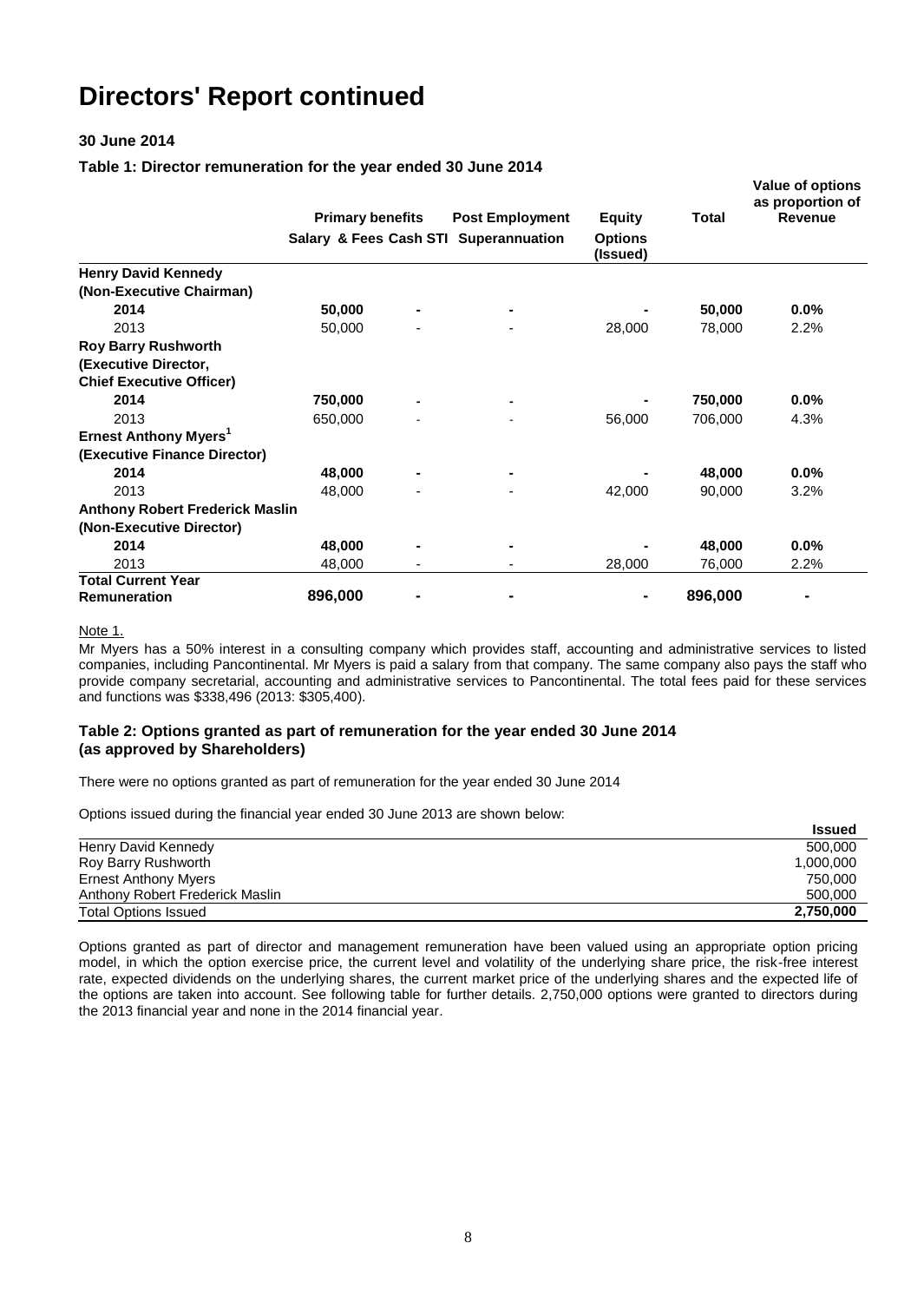# Directors' Report continued

**30 June 2014**

**Table 1: Director remuneration for the year ended 30 June 2014**

| | Primary benefits | | Post Employment | Equity | Total | Value of options as proportion of Revenue |
|---|---|---|---|---|---|---|
| | Salary & Fees | Cash STI | Superannuation | Options (Issued) | | |
| **Henry David Kennedy (Non-Executive Chairman)** | | | | | | |
| **2014** | **50,000** | **-** | **-** | **-** | **50,000** | **0.0%** |
| 2013 | 50,000 | - | - | 28,000 | 78,000 | 2.2% |
| **Roy Barry Rushworth (Executive Director, Chief Executive Officer)** | | | | | | |
| **2014** | **750,000** | **-** | **-** | **-** | **750,000** | **0.0%** |
| 2013 | 650,000 | - | - | 56,000 | 706,000 | 4.3% |
| **Ernest Anthony Myers[1] (Executive Finance Director)** | | | | | | |
| **2014** | **48,000** | **-** | **-** | **-** | **48,000** | **0.0%** |
| 2013 | 48,000 | - | - | 42,000 | 90,000 | 3.2% |
| **Anthony Robert Frederick Maslin (Non-Executive Director)** | | | | | | |
| **2014** | **48,000** | **-** | **-** | **-** | **48,000** | **0.0%** |
| 2013 | 48,000 | - | - | 28,000 | 76,000 | 2.2% |
| **Total Current Year Remuneration** | **896,000** | **-** | **-** | **-** | **896,000** | **-** |

Note 1.

Mr Myers has a 50% interest in a consulting company which provides staff, accounting and administrative services to listed companies, including Pancontinental. Mr Myers is paid a salary from that company. The same company also pays the staff who provide company secretarial, accounting and administrative services to Pancontinental. The total fees paid for these services and functions was $338,496 (2013: $305,400).

**Table 2: Options granted as part of remuneration for the year ended 30 June 2014 (as approved by Shareholders)**

There were no options granted as part of remuneration for the year ended 30 June 2014

Options issued during the financial year ended 30 June 2013 are shown below:

| | Issued |
|---|---|
| Henry David Kennedy | 500,000 |
| Roy Barry Rushworth | 1,000,000 |
| Ernest Anthony Myers | 750,000 |
| Anthony Robert Frederick Maslin | 500,000 |
| Total Options Issued | **2,750,000** |

Options granted as part of director and management remuneration have been valued using an appropriate option pricing model, in which the option exercise price, the current level and volatility of the underlying share price, the risk-free interest rate, expected dividends on the underlying shares, the current market price of the underlying shares and the expected life of the options are taken into account. See following table for further details. 2,750,000 options were granted to directors during the 2013 financial year and none in the 2014 financial year.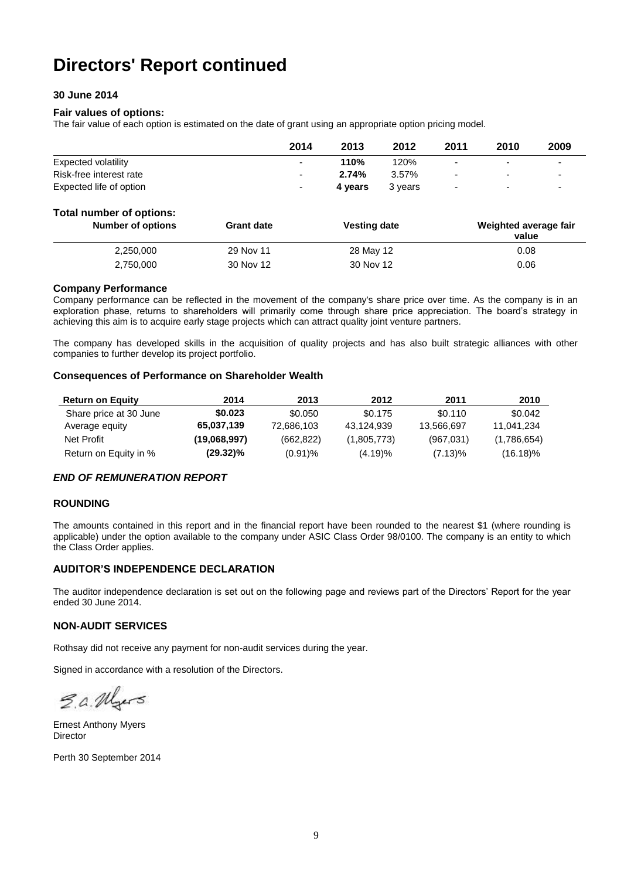# Directors' Report continued

**30 June 2014**

**Fair values of options:**

The fair value of each option is estimated on the date of grant using an appropriate option pricing model.

| | 2014 | 2013 | 2012 | 2011 | 2010 | 2009 |
|---|---|---|---|---|---|---|
| Expected volatility | - | **110%** | 120% | - | - | - |
| Risk-free interest rate | - | **2.74%** | 3.57% | - | - | - |
| Expected life of option | - | **4 years** | 3 years | - | - | - |

**Total number of options:**

| Number of options | Grant date | Vesting date | Weighted average fair value |
|---|---|---|---|
| 2,250,000 | 29 Nov 11 | 28 May 12 | 0.08 |
| 2,750,000 | 30 Nov 12 | 30 Nov 12 | 0.06 |

**Company Performance**

Company performance can be reflected in the movement of the company's share price over time. As the company is in an exploration phase, returns to shareholders will primarily come through share price appreciation. The board's strategy in achieving this aim is to acquire early stage projects which can attract quality joint venture partners.

The company has developed skills in the acquisition of quality projects and has also built strategic alliances with other companies to further develop its project portfolio.

**Consequences of Performance on Shareholder Wealth**

| Return on Equity | 2014 | 2013 | 2012 | 2011 | 2010 |
|---|---|---|---|---|---|
| Share price at 30 June | **$0.023** | $0.050 | $0.175 | $0.110 | $0.042 |
| Average equity | **65,037,139** | 72,686,103 | 43,124,939 | 13,566,697 | 11,041,234 |
| Net Profit | **(19,068,997)** | (662,822) | (1,805,773) | (967,031) | (1,786,654) |
| Return on Equity in % | **(29.32)%** | (0.91)% | (4.19)% | (7.13)% | (16.18)% |

***END OF REMUNERATION REPORT***

**ROUNDING**

The amounts contained in this report and in the financial report have been rounded to the nearest $1 (where rounding is applicable) under the option available to the company under ASIC Class Order 98/0100. The company is an entity to which the Class Order applies.

**AUDITOR'S INDEPENDENCE DECLARATION**

The auditor independence declaration is set out on the following page and reviews part of the Directors' Report for the year ended 30 June 2014.

**NON-AUDIT SERVICES**

Rothsay did not receive any payment for non-audit services during the year.

Signed in accordance with a resolution of the Directors.

Ernest Anthony Myers
Director

Perth 30 September 2014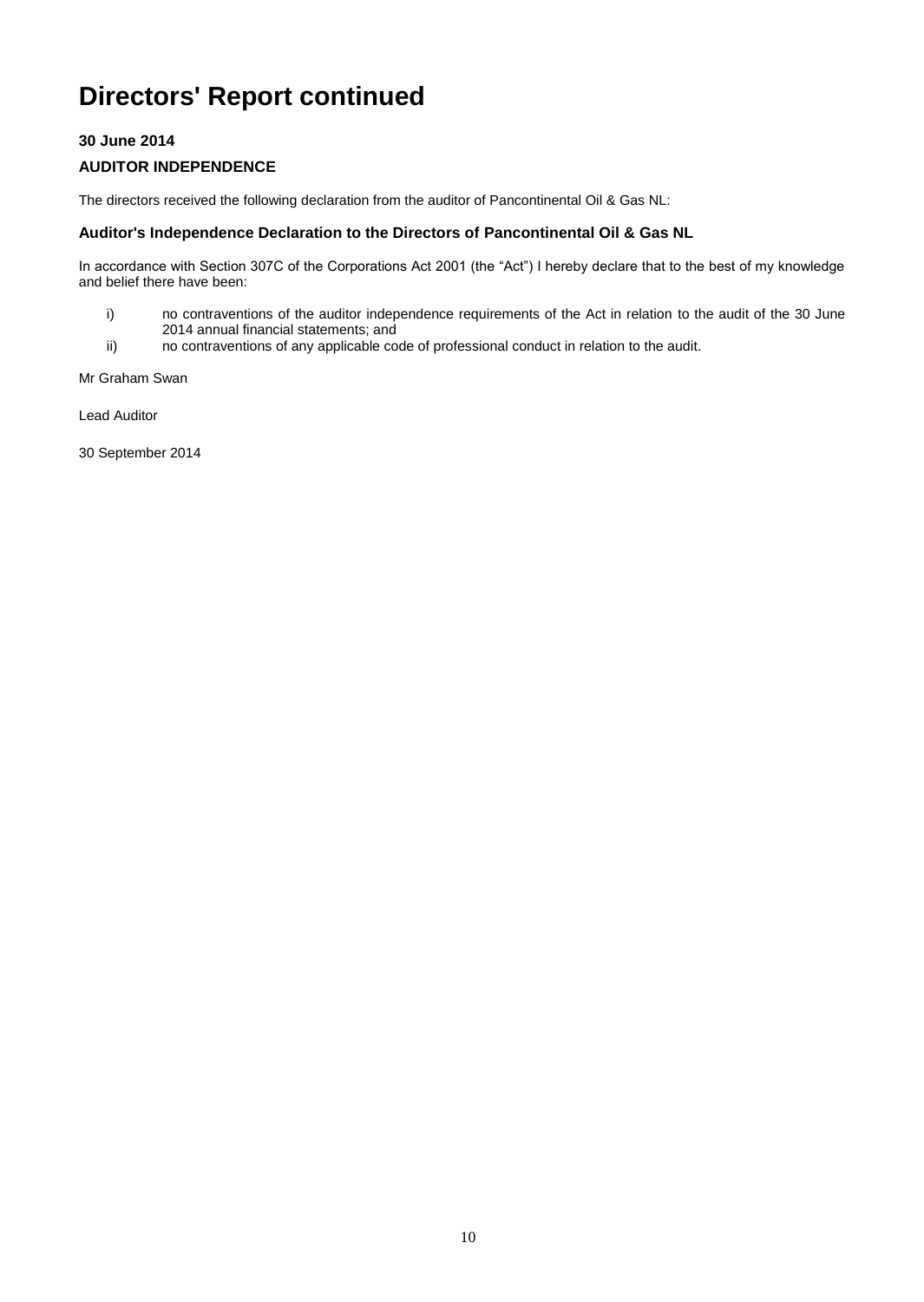# Directors' Report continued

**30 June 2014**

**AUDITOR INDEPENDENCE**

The directors received the following declaration from the auditor of Pancontinental Oil & Gas NL:

### Auditor's Independence Declaration to the Directors of Pancontinental Oil & Gas NL

In accordance with Section 307C of the Corporations Act 2001 (the "Act") I hereby declare that to the best of my knowledge and belief there have been:

i) no contraventions of the auditor independence requirements of the Act in relation to the audit of the 30 June 2014 annual financial statements; and

ii) no contraventions of any applicable code of professional conduct in relation to the audit.

Mr Graham Swan

Lead Auditor

30 September 2014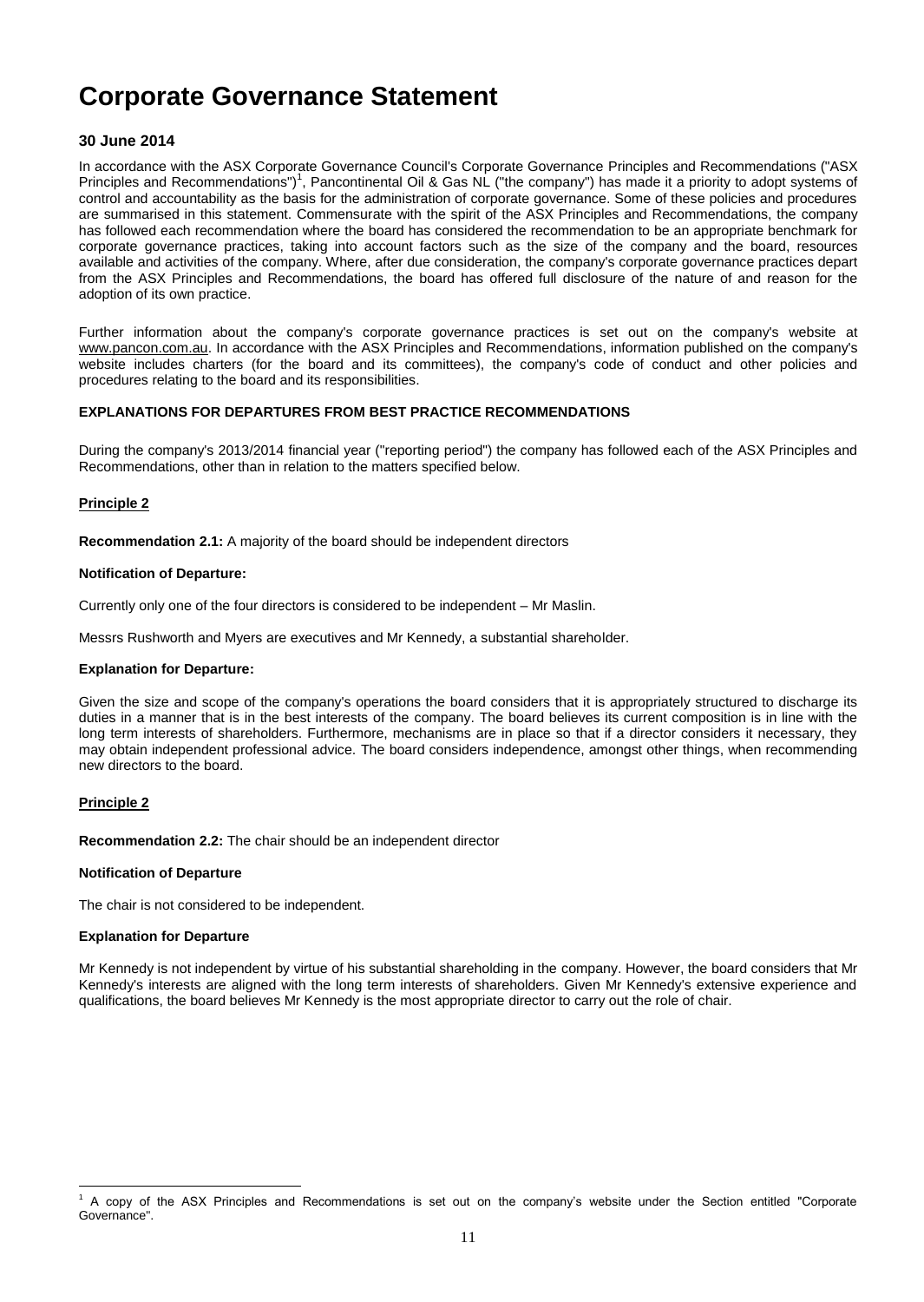# Corporate Governance Statement

### 30 June 2014

In accordance with the ASX Corporate Governance Council's Corporate Governance Principles and Recommendations ("ASX Principles and Recommendations")[1], Pancontinental Oil & Gas NL ("the company") has made it a priority to adopt systems of control and accountability as the basis for the administration of corporate governance. Some of these policies and procedures are summarised in this statement. Commensurate with the spirit of the ASX Principles and Recommendations, the company has followed each recommendation where the board has considered the recommendation to be an appropriate benchmark for corporate governance practices, taking into account factors such as the size of the company and the board, resources available and activities of the company. Where, after due consideration, the company's corporate governance practices depart from the ASX Principles and Recommendations, the board has offered full disclosure of the nature of and reason for the adoption of its own practice.

Further information about the company's corporate governance practices is set out on the company's website at www.pancon.com.au. In accordance with the ASX Principles and Recommendations, information published on the company's website includes charters (for the board and its committees), the company's code of conduct and other policies and procedures relating to the board and its responsibilities.

**EXPLANATIONS FOR DEPARTURES FROM BEST PRACTICE RECOMMENDATIONS**

During the company's 2013/2014 financial year ("reporting period") the company has followed each of the ASX Principles and Recommendations, other than in relation to the matters specified below.

**Principle 2**

**Recommendation 2.1:** A majority of the board should be independent directors

**Notification of Departure:**

Currently only one of the four directors is considered to be independent – Mr Maslin.

Messrs Rushworth and Myers are executives and Mr Kennedy, a substantial shareholder.

**Explanation for Departure:**

Given the size and scope of the company's operations the board considers that it is appropriately structured to discharge its duties in a manner that is in the best interests of the company. The board believes its current composition is in line with the long term interests of shareholders. Furthermore, mechanisms are in place so that if a director considers it necessary, they may obtain independent professional advice. The board considers independence, amongst other things, when recommending new directors to the board.

**Principle 2**

**Recommendation 2.2:** The chair should be an independent director

**Notification of Departure**

The chair is not considered to be independent.

**Explanation for Departure**

Mr Kennedy is not independent by virtue of his substantial shareholding in the company. However, the board considers that Mr Kennedy's interests are aligned with the long term interests of shareholders. Given Mr Kennedy's extensive experience and qualifications, the board believes Mr Kennedy is the most appropriate director to carry out the role of chair.

[1] A copy of the ASX Principles and Recommendations is set out on the company's website under the Section entitled "Corporate Governance".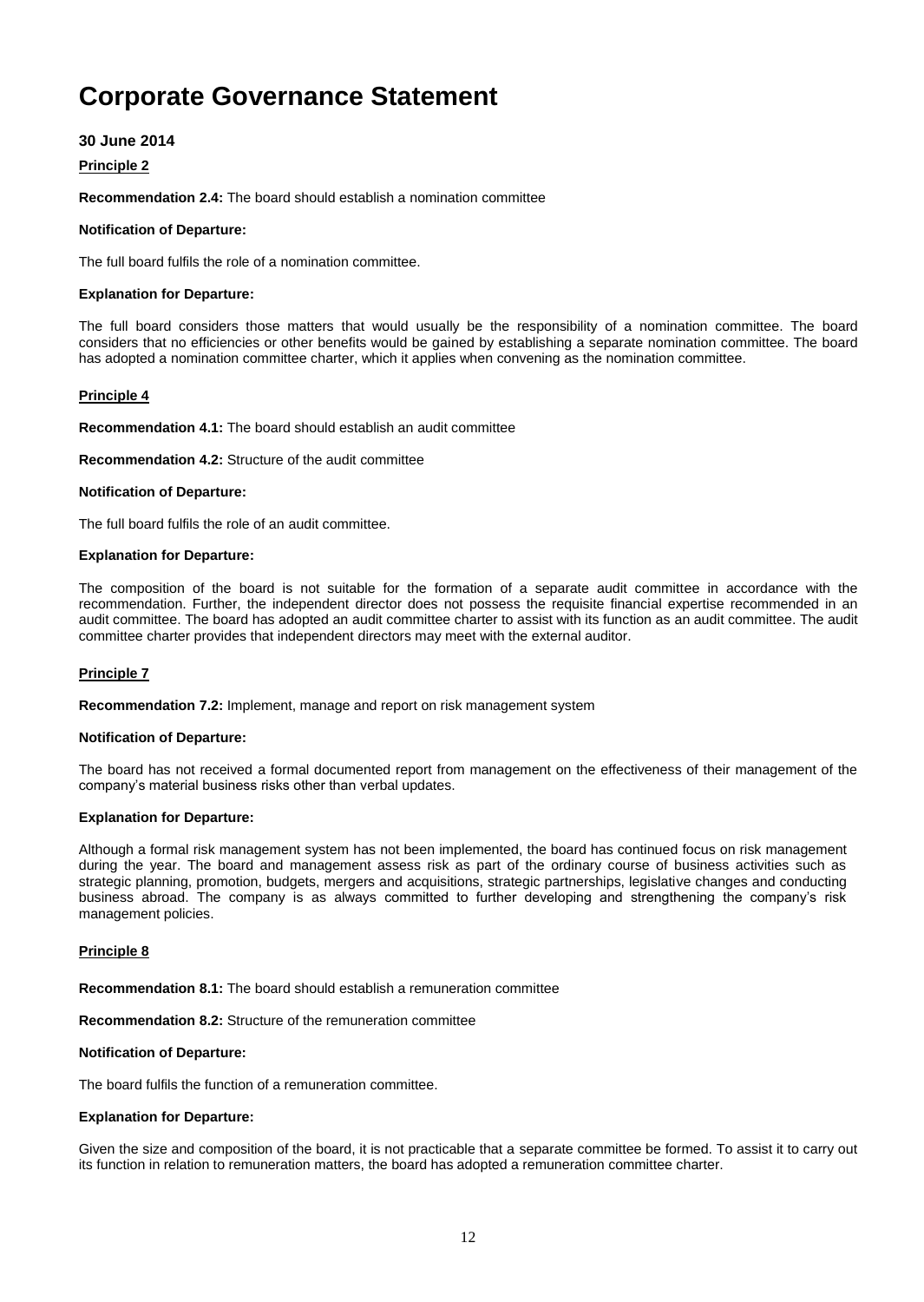# Corporate Governance Statement

**30 June 2014**

**Principle 2**

**Recommendation 2.4:** The board should establish a nomination committee

**Notification of Departure:**

The full board fulfils the role of a nomination committee.

**Explanation for Departure:**

The full board considers those matters that would usually be the responsibility of a nomination committee. The board considers that no efficiencies or other benefits would be gained by establishing a separate nomination committee. The board has adopted a nomination committee charter, which it applies when convening as the nomination committee.

**Principle 4**

**Recommendation 4.1:** The board should establish an audit committee

**Recommendation 4.2:** Structure of the audit committee

**Notification of Departure:**

The full board fulfils the role of an audit committee.

**Explanation for Departure:**

The composition of the board is not suitable for the formation of a separate audit committee in accordance with the recommendation. Further, the independent director does not possess the requisite financial expertise recommended in an audit committee. The board has adopted an audit committee charter to assist with its function as an audit committee. The audit committee charter provides that independent directors may meet with the external auditor.

**Principle 7**

**Recommendation 7.2:** Implement, manage and report on risk management system

**Notification of Departure:**

The board has not received a formal documented report from management on the effectiveness of their management of the company's material business risks other than verbal updates.

**Explanation for Departure:**

Although a formal risk management system has not been implemented, the board has continued focus on risk management during the year. The board and management assess risk as part of the ordinary course of business activities such as strategic planning, promotion, budgets, mergers and acquisitions, strategic partnerships, legislative changes and conducting business abroad. The company is as always committed to further developing and strengthening the company's risk management policies.

**Principle 8**

**Recommendation 8.1:** The board should establish a remuneration committee

**Recommendation 8.2:** Structure of the remuneration committee

**Notification of Departure:**

The board fulfils the function of a remuneration committee.

**Explanation for Departure:**

Given the size and composition of the board, it is not practicable that a separate committee be formed. To assist it to carry out its function in relation to remuneration matters, the board has adopted a remuneration committee charter.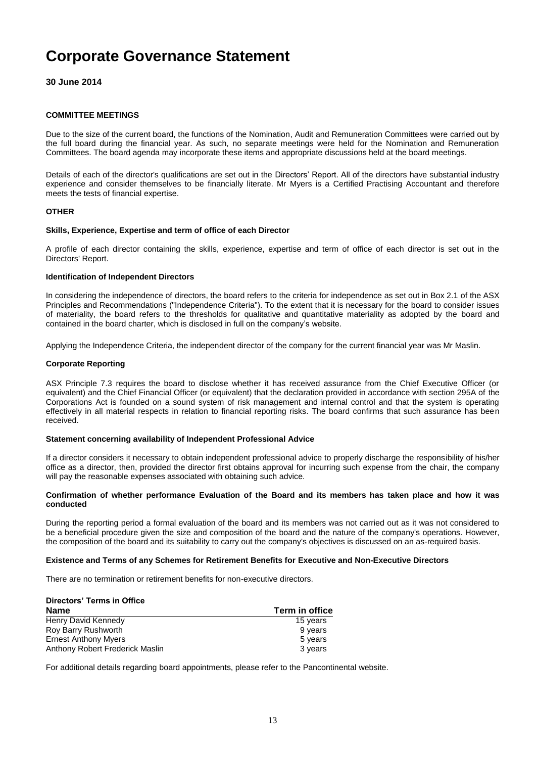# Corporate Governance Statement

**30 June 2014**

**COMMITTEE MEETINGS**

Due to the size of the current board, the functions of the Nomination, Audit and Remuneration Committees were carried out by the full board during the financial year. As such, no separate meetings were held for the Nomination and Remuneration Committees. The board agenda may incorporate these items and appropriate discussions held at the board meetings.

Details of each of the director's qualifications are set out in the Directors' Report. All of the directors have substantial industry experience and consider themselves to be financially literate. Mr Myers is a Certified Practising Accountant and therefore meets the tests of financial expertise.

**OTHER**

**Skills, Experience, Expertise and term of office of each Director**

A profile of each director containing the skills, experience, expertise and term of office of each director is set out in the Directors' Report.

**Identification of Independent Directors**

In considering the independence of directors, the board refers to the criteria for independence as set out in Box 2.1 of the ASX Principles and Recommendations ("Independence Criteria"). To the extent that it is necessary for the board to consider issues of materiality, the board refers to the thresholds for qualitative and quantitative materiality as adopted by the board and contained in the board charter, which is disclosed in full on the company's website.

Applying the Independence Criteria, the independent director of the company for the current financial year was Mr Maslin.

**Corporate Reporting**

ASX Principle 7.3 requires the board to disclose whether it has received assurance from the Chief Executive Officer (or equivalent) and the Chief Financial Officer (or equivalent) that the declaration provided in accordance with section 295A of the Corporations Act is founded on a sound system of risk management and internal control and that the system is operating effectively in all material respects in relation to financial reporting risks. The board confirms that such assurance has been received.

**Statement concerning availability of Independent Professional Advice**

If a director considers it necessary to obtain independent professional advice to properly discharge the responsibility of his/her office as a director, then, provided the director first obtains approval for incurring such expense from the chair, the company will pay the reasonable expenses associated with obtaining such advice.

**Confirmation of whether performance Evaluation of the Board and its members has taken place and how it was conducted**

During the reporting period a formal evaluation of the board and its members was not carried out as it was not considered to be a beneficial procedure given the size and composition of the board and the nature of the company's operations. However, the composition of the board and its suitability to carry out the company's objectives is discussed on an as-required basis.

**Existence and Terms of any Schemes for Retirement Benefits for Executive and Non-Executive Directors**

There are no termination or retirement benefits for non-executive directors.

**Directors' Terms in Office**

| Name | Term in office |
|---|---|
| Henry David Kennedy | 15 years |
| Roy Barry Rushworth | 9 years |
| Ernest Anthony Myers | 5 years |
| Anthony Robert Frederick Maslin | 3 years |

For additional details regarding board appointments, please refer to the Pancontinental website.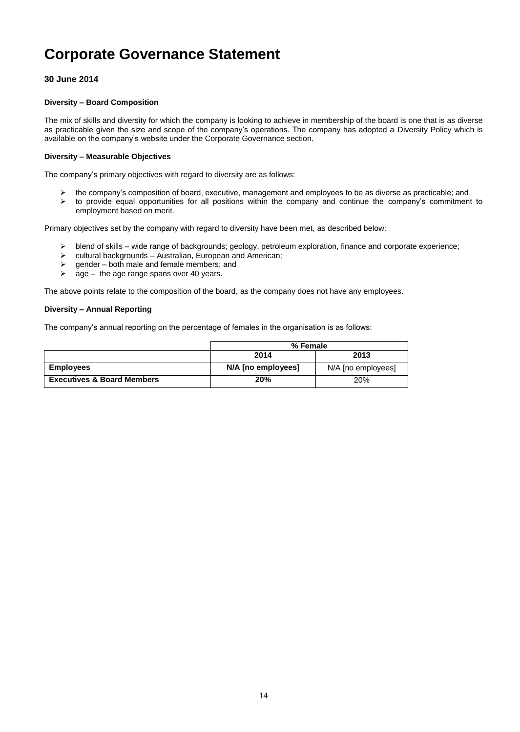# Corporate Governance Statement

### 30 June 2014

#### Diversity – Board Composition

The mix of skills and diversity for which the company is looking to achieve in membership of the board is one that is as diverse as practicable given the size and scope of the company's operations. The company has adopted a Diversity Policy which is available on the company's website under the Corporate Governance section.

#### Diversity – Measurable Objectives

The company's primary objectives with regard to diversity are as follows:

- the company's composition of board, executive, management and employees to be as diverse as practicable; and
- to provide equal opportunities for all positions within the company and continue the company's commitment to employment based on merit.

Primary objectives set by the company with regard to diversity have been met, as described below:

- blend of skills – wide range of backgrounds; geology, petroleum exploration, finance and corporate experience;
- cultural backgrounds – Australian, European and American;
- gender – both male and female members; and
- age – the age range spans over 40 years.

The above points relate to the composition of the board, as the company does not have any employees.

#### Diversity – Annual Reporting

The company's annual reporting on the percentage of females in the organisation is as follows:

| | % Female | |
|---|---|---|
| | **2014** | **2013** |
| **Employees** | **N/A [no employees]** | N/A [no employees] |
| **Executives & Board Members** | **20%** | 20% |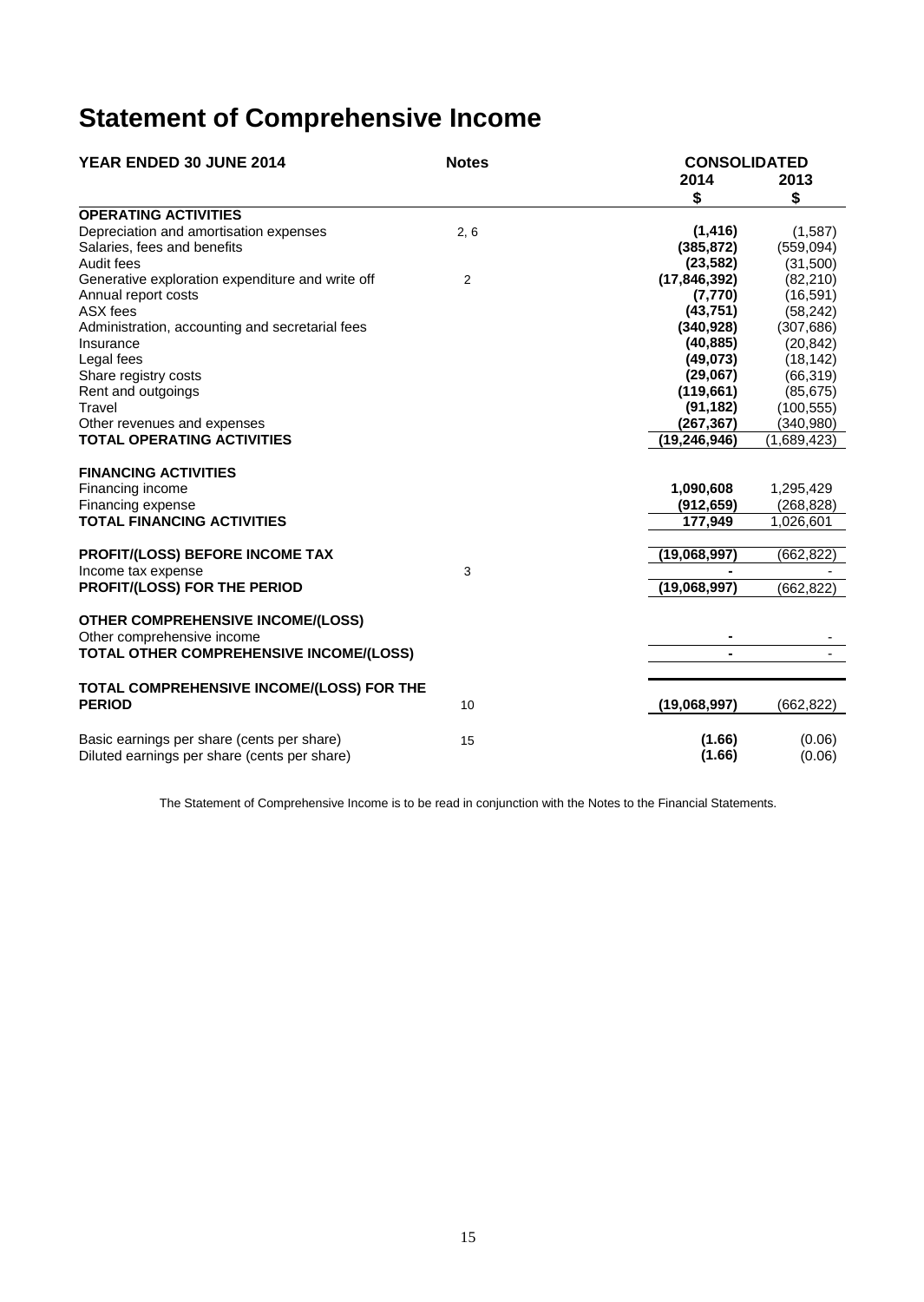# Statement of Comprehensive Income

| YEAR ENDED 30 JUNE 2014 | Notes | CONSOLIDATED | |
|---|---|---|---|
| | | 2014 | 2013 |
| | | $ | $ |
| **OPERATING ACTIVITIES** | | | |
| Depreciation and amortisation expenses | 2, 6 | **(1,416)** | (1,587) |
| Salaries, fees and benefits | | **(385,872)** | (559,094) |
| Audit fees | | **(23,582)** | (31,500) |
| Generative exploration expenditure and write off | 2 | **(17,846,392)** | (82,210) |
| Annual report costs | | **(7,770)** | (16,591) |
| ASX fees | | **(43,751)** | (58,242) |
| Administration, accounting and secretarial fees | | **(340,928)** | (307,686) |
| Insurance | | **(40,885)** | (20,842) |
| Legal fees | | **(49,073)** | (18,142) |
| Share registry costs | | **(29,067)** | (66,319) |
| Rent and outgoings | | **(119,661)** | (85,675) |
| Travel | | **(91,182)** | (100,555) |
| Other revenues and expenses | | **(267,367)** | (340,980) |
| **TOTAL OPERATING ACTIVITIES** | | **(19,246,946)** | (1,689,423) |
| | | | |
| **FINANCING ACTIVITIES** | | | |
| Financing income | | **1,090,608** | 1,295,429 |
| Financing expense | | **(912,659)** | (268,828) |
| **TOTAL FINANCING ACTIVITIES** | | **177,949** | 1,026,601 |
| | | | |
| **PROFIT/(LOSS) BEFORE INCOME TAX** | | **(19,068,997)** | (662,822) |
| Income tax expense | 3 | **-** | - |
| **PROFIT/(LOSS) FOR THE PERIOD** | | **(19,068,997)** | (662,822) |
| | | | |
| **OTHER COMPREHENSIVE INCOME/(LOSS)** | | | |
| Other comprehensive income | | **-** | - |
| **TOTAL OTHER COMPREHENSIVE INCOME/(LOSS)** | | **-** | - |
| | | | |
| **TOTAL COMPREHENSIVE INCOME/(LOSS) FOR THE PERIOD** | 10 | **(19,068,997)** | (662,822) |
| | | | |
| Basic earnings per share (cents per share) | 15 | **(1.66)** | (0.06) |
| Diluted earnings per share (cents per share) | | **(1.66)** | (0.06) |

The Statement of Comprehensive Income is to be read in conjunction with the Notes to the Financial Statements.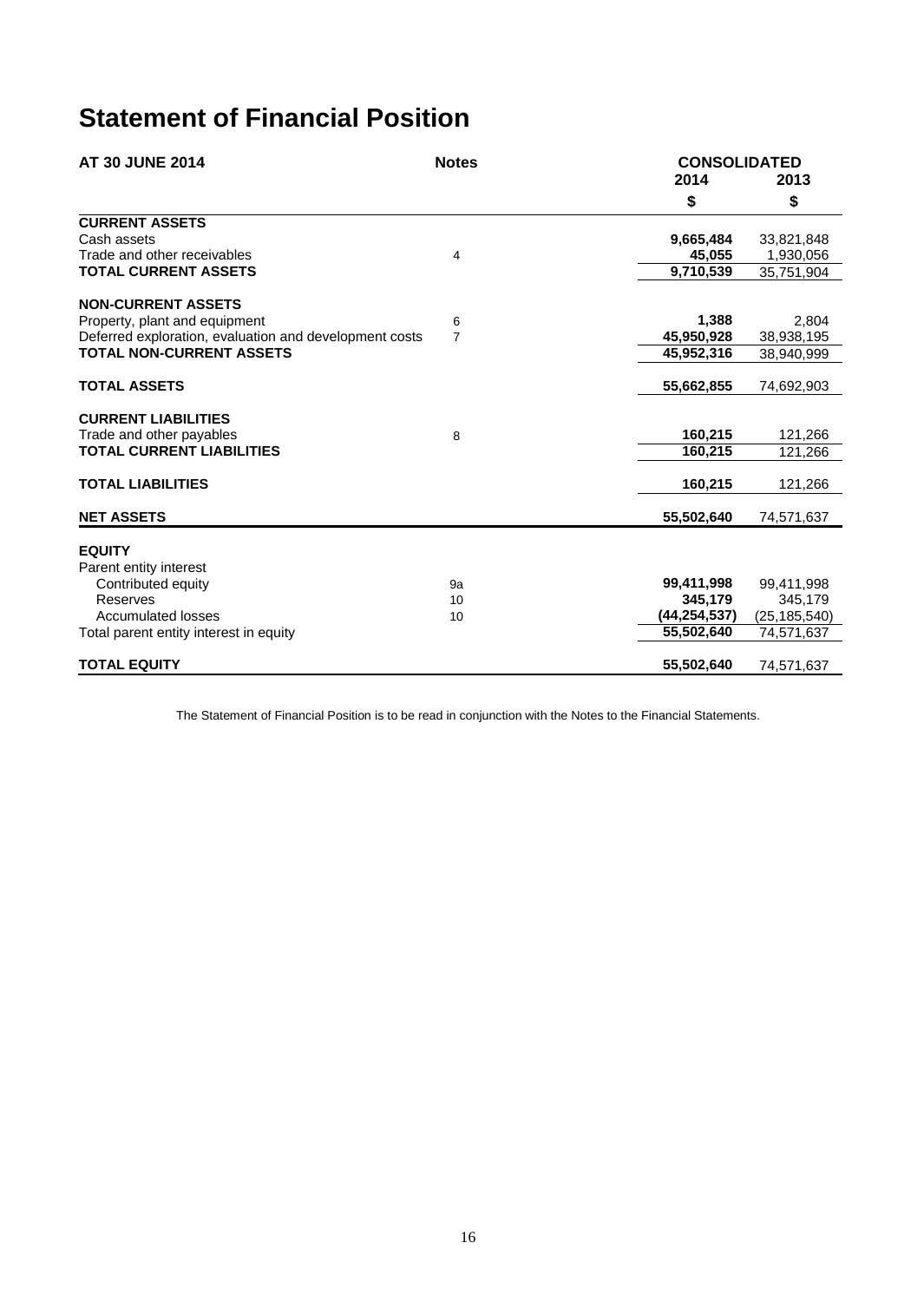# Statement of Financial Position

| AT 30 JUNE 2014 | Notes | CONSOLIDATED 2014 | CONSOLIDATED 2013 |
|---|---|---|---|
| | | $ | $ |
| **CURRENT ASSETS** | | | |
| Cash assets | | **9,665,484** | 33,821,848 |
| Trade and other receivables | 4 | **45,055** | 1,930,056 |
| **TOTAL CURRENT ASSETS** | | **9,710,539** | 35,751,904 |
| **NON-CURRENT ASSETS** | | | |
| Property, plant and equipment | 6 | **1,388** | 2,804 |
| Deferred exploration, evaluation and development costs | 7 | **45,950,928** | 38,938,195 |
| **TOTAL NON-CURRENT ASSETS** | | **45,952,316** | 38,940,999 |
| **TOTAL ASSETS** | | **55,662,855** | 74,692,903 |
| **CURRENT LIABILITIES** | | | |
| Trade and other payables | 8 | **160,215** | 121,266 |
| **TOTAL CURRENT LIABILITIES** | | **160,215** | 121,266 |
| **TOTAL LIABILITIES** | | **160,215** | 121,266 |
| **NET ASSETS** | | **55,502,640** | 74,571,637 |
| **EQUITY** | | | |
| Parent entity interest | | | |
| Contributed equity | 9a | **99,411,998** | 99,411,998 |
| Reserves | 10 | **345,179** | 345,179 |
| Accumulated losses | 10 | **(44,254,537)** | (25,185,540) |
| Total parent entity interest in equity | | **55,502,640** | 74,571,637 |
| **TOTAL EQUITY** | | **55,502,640** | 74,571,637 |

The Statement of Financial Position is to be read in conjunction with the Notes to the Financial Statements.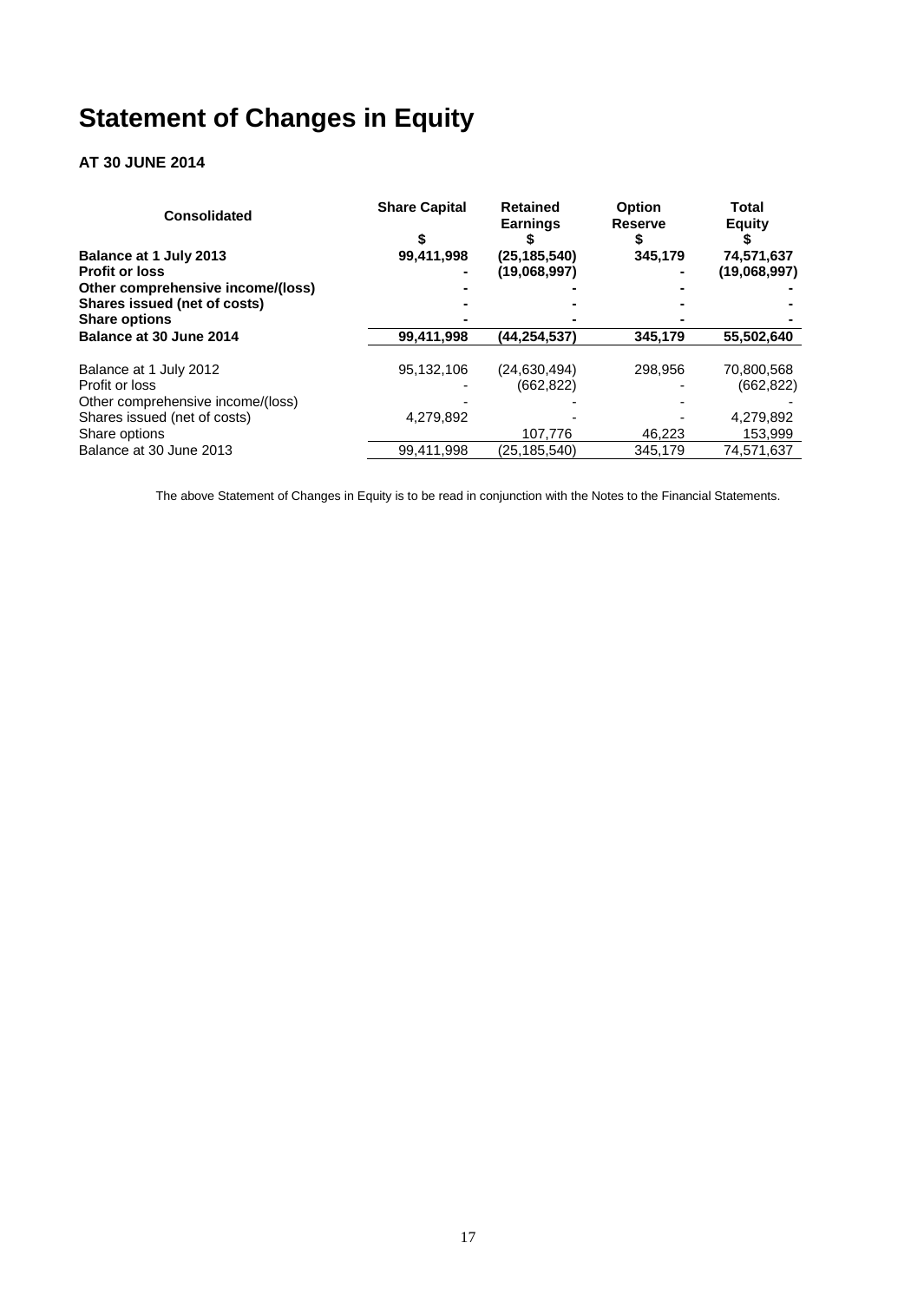# Statement of Changes in Equity

**AT 30 JUNE 2014**

| Consolidated | Share Capital | Retained Earnings | Option Reserve | Total Equity |
|---|---|---|---|---|
| | $ | $ | $ | $ |
| **Balance at 1 July 2013** | **99,411,998** | **(25,185,540)** | **345,179** | **74,571,637** |
| **Profit or loss** | **-** | **(19,068,997)** | **-** | **(19,068,997)** |
| **Other comprehensive income/(loss)** | **-** | **-** | **-** | **-** |
| **Shares issued (net of costs)** | **-** | **-** | **-** | **-** |
| **Share options** | **-** | **-** | **-** | **-** |
| **Balance at 30 June 2014** | **99,411,998** | **(44,254,537)** | **345,179** | **55,502,640** |
| | | | | |
| Balance at 1 July 2012 | 95,132,106 | (24,630,494) | 298,956 | 70,800,568 |
| Profit or loss | - | (662,822) | - | (662,822) |
| Other comprehensive income/(loss) | - | - | - | - |
| Shares issued (net of costs) | 4,279,892 | - | - | 4,279,892 |
| Share options | | 107,776 | 46,223 | 153,999 |
| Balance at 30 June 2013 | 99,411,998 | (25,185,540) | 345,179 | 74,571,637 |

The above Statement of Changes in Equity is to be read in conjunction with the Notes to the Financial Statements.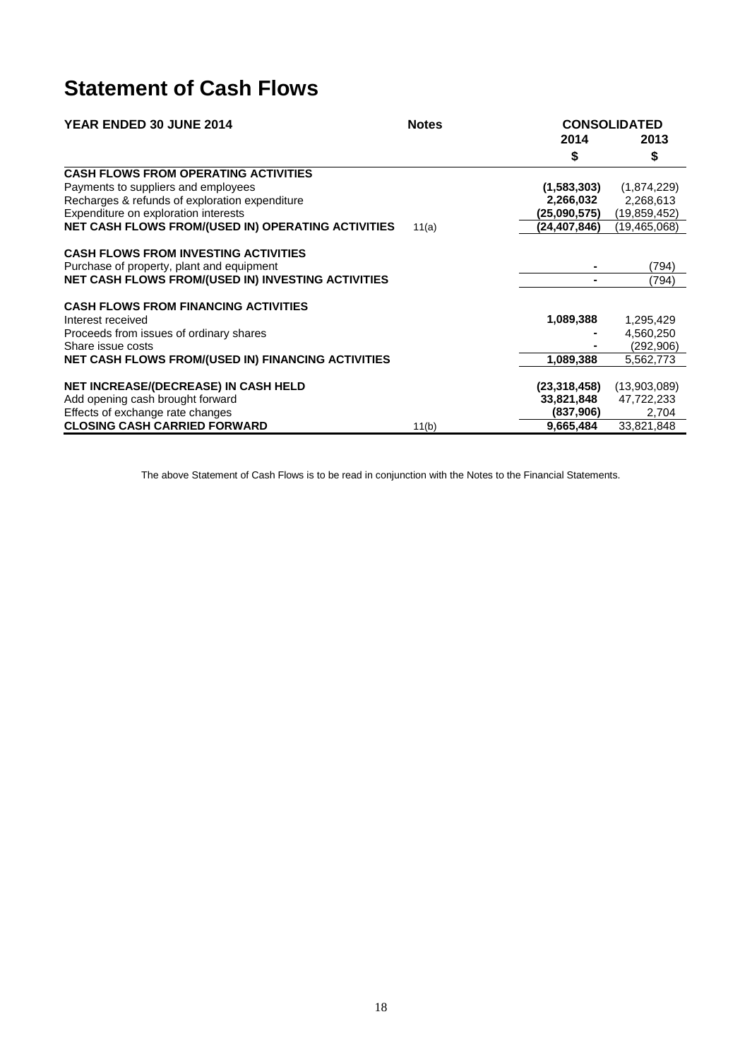# Statement of Cash Flows

| YEAR ENDED 30 JUNE 2014 | Notes | CONSOLIDATED | |
|---|---|---|---|
| | | 2014 | 2013 |
| | | $ | $ |
| **CASH FLOWS FROM OPERATING ACTIVITIES** | | | |
| Payments to suppliers and employees | | **(1,583,303)** | (1,874,229) |
| Recharges & refunds of exploration expenditure | | **2,266,032** | 2,268,613 |
| Expenditure on exploration interests | | **(25,090,575)** | (19,859,452) |
| **NET CASH FLOWS FROM/(USED IN) OPERATING ACTIVITIES** | 11(a) | **(24,407,846)** | (19,465,068) |
| **CASH FLOWS FROM INVESTING ACTIVITIES** | | | |
| Purchase of property, plant and equipment | | **-** | (794) |
| **NET CASH FLOWS FROM/(USED IN) INVESTING ACTIVITIES** | | **-** | (794) |
| **CASH FLOWS FROM FINANCING ACTIVITIES** | | | |
| Interest received | | **1,089,388** | 1,295,429 |
| Proceeds from issues of ordinary shares | | **-** | 4,560,250 |
| Share issue costs | | **-** | (292,906) |
| **NET CASH FLOWS FROM/(USED IN) FINANCING ACTIVITIES** | | **1,089,388** | 5,562,773 |
| **NET INCREASE/(DECREASE) IN CASH HELD** | | **(23,318,458)** | (13,903,089) |
| Add opening cash brought forward | | **33,821,848** | 47,722,233 |
| Effects of exchange rate changes | | **(837,906)** | 2,704 |
| **CLOSING CASH CARRIED FORWARD** | 11(b) | **9,665,484** | 33,821,848 |

The above Statement of Cash Flows is to be read in conjunction with the Notes to the Financial Statements.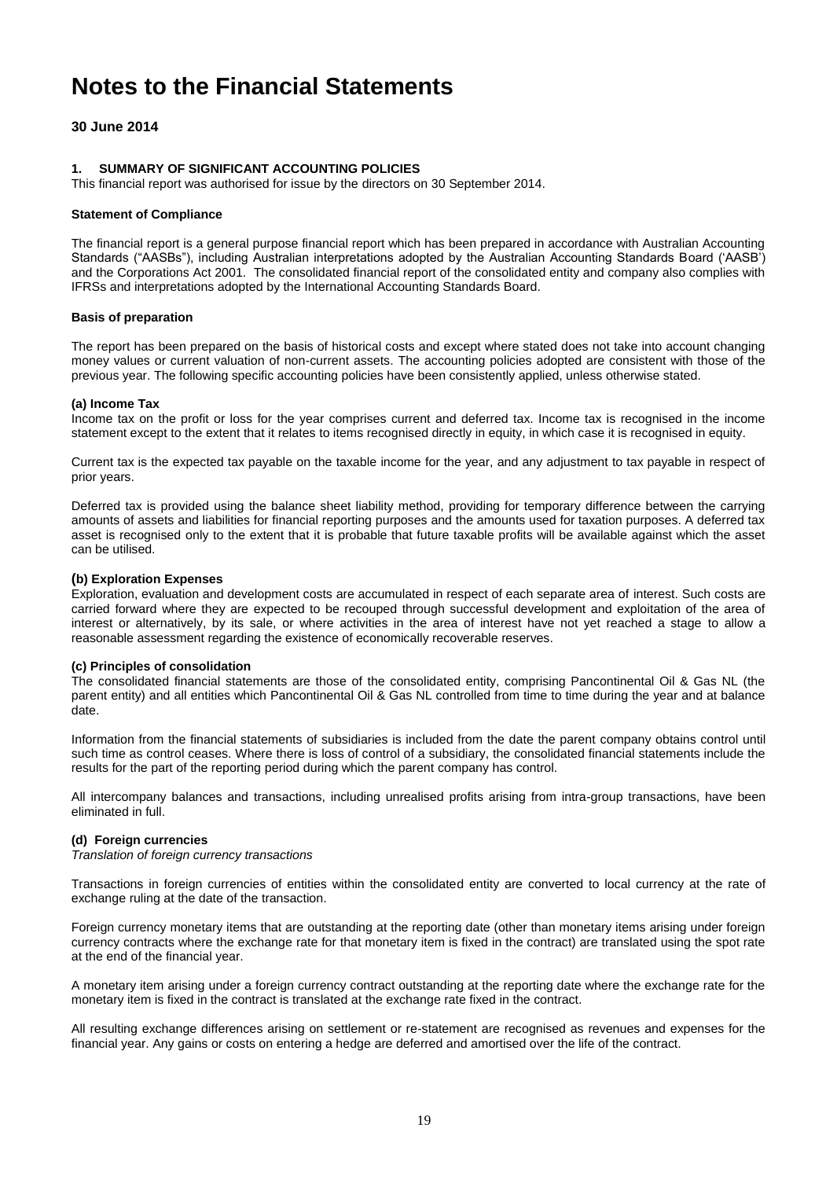# Notes to the Financial Statements

**30 June 2014**

## 1. SUMMARY OF SIGNIFICANT ACCOUNTING POLICIES

This financial report was authorised for issue by the directors on 30 September 2014.

### Statement of Compliance

The financial report is a general purpose financial report which has been prepared in accordance with Australian Accounting Standards ("AASBs"), including Australian interpretations adopted by the Australian Accounting Standards Board ('AASB') and the Corporations Act 2001. The consolidated financial report of the consolidated entity and company also complies with IFRSs and interpretations adopted by the International Accounting Standards Board.

### Basis of preparation

The report has been prepared on the basis of historical costs and except where stated does not take into account changing money values or current valuation of non-current assets. The accounting policies adopted are consistent with those of the previous year. The following specific accounting policies have been consistently applied, unless otherwise stated.

#### (a) Income Tax

Income tax on the profit or loss for the year comprises current and deferred tax. Income tax is recognised in the income statement except to the extent that it relates to items recognised directly in equity, in which case it is recognised in equity.

Current tax is the expected tax payable on the taxable income for the year, and any adjustment to tax payable in respect of prior years.

Deferred tax is provided using the balance sheet liability method, providing for temporary difference between the carrying amounts of assets and liabilities for financial reporting purposes and the amounts used for taxation purposes. A deferred tax asset is recognised only to the extent that it is probable that future taxable profits will be available against which the asset can be utilised.

#### (b) Exploration Expenses

Exploration, evaluation and development costs are accumulated in respect of each separate area of interest. Such costs are carried forward where they are expected to be recouped through successful development and exploitation of the area of interest or alternatively, by its sale, or where activities in the area of interest have not yet reached a stage to allow a reasonable assessment regarding the existence of economically recoverable reserves.

#### (c) Principles of consolidation

The consolidated financial statements are those of the consolidated entity, comprising Pancontinental Oil & Gas NL (the parent entity) and all entities which Pancontinental Oil & Gas NL controlled from time to time during the year and at balance date.

Information from the financial statements of subsidiaries is included from the date the parent company obtains control until such time as control ceases. Where there is loss of control of a subsidiary, the consolidated financial statements include the results for the part of the reporting period during which the parent company has control.

All intercompany balances and transactions, including unrealised profits arising from intra-group transactions, have been eliminated in full.

#### (d) Foreign currencies

*Translation of foreign currency transactions*

Transactions in foreign currencies of entities within the consolidated entity are converted to local currency at the rate of exchange ruling at the date of the transaction.

Foreign currency monetary items that are outstanding at the reporting date (other than monetary items arising under foreign currency contracts where the exchange rate for that monetary item is fixed in the contract) are translated using the spot rate at the end of the financial year.

A monetary item arising under a foreign currency contract outstanding at the reporting date where the exchange rate for the monetary item is fixed in the contract is translated at the exchange rate fixed in the contract.

All resulting exchange differences arising on settlement or re-statement are recognised as revenues and expenses for the financial year. Any gains or costs on entering a hedge are deferred and amortised over the life of the contract.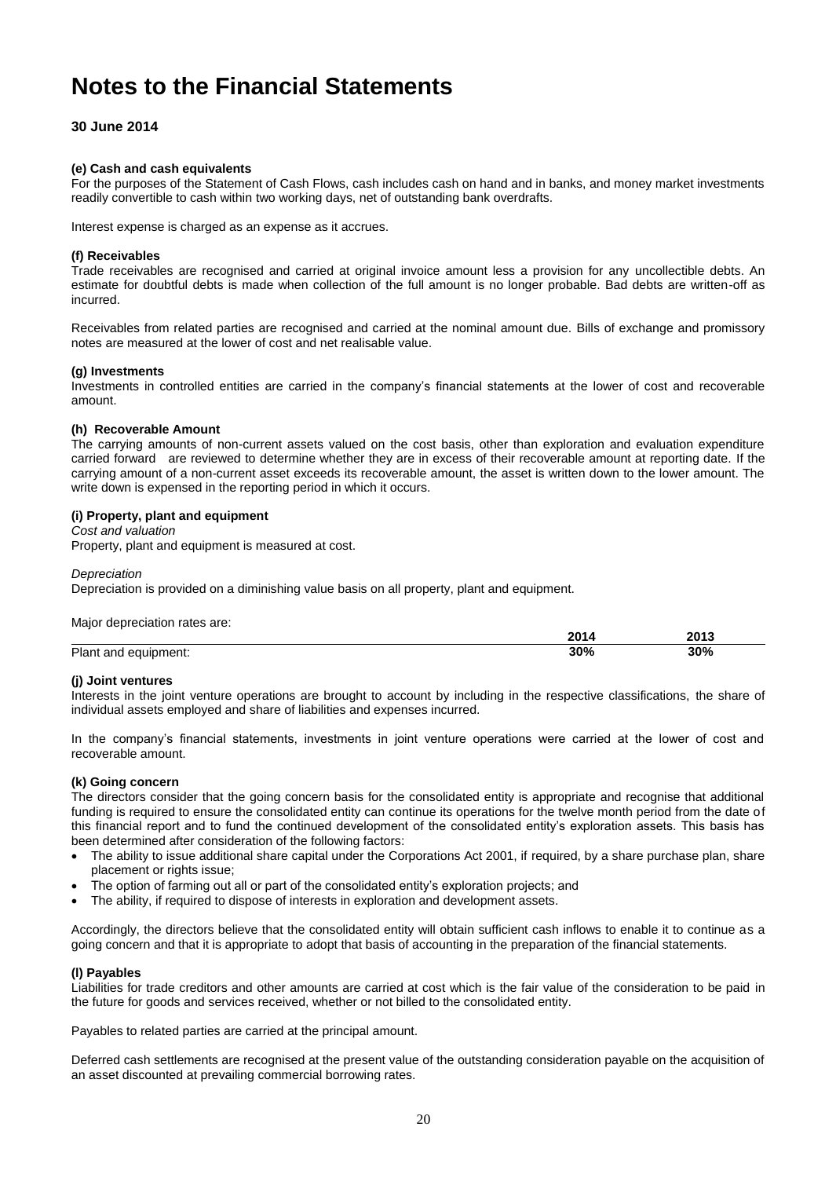# Notes to the Financial Statements

**30 June 2014**

#### (e) Cash and cash equivalents

For the purposes of the Statement of Cash Flows, cash includes cash on hand and in banks, and money market investments readily convertible to cash within two working days, net of outstanding bank overdrafts.

Interest expense is charged as an expense as it accrues.

#### (f) Receivables

Trade receivables are recognised and carried at original invoice amount less a provision for any uncollectible debts. An estimate for doubtful debts is made when collection of the full amount is no longer probable. Bad debts are written-off as incurred.

Receivables from related parties are recognised and carried at the nominal amount due. Bills of exchange and promissory notes are measured at the lower of cost and net realisable value.

#### (g) Investments

Investments in controlled entities are carried in the company's financial statements at the lower of cost and recoverable amount.

#### (h) Recoverable Amount

The carrying amounts of non-current assets valued on the cost basis, other than exploration and evaluation expenditure carried forward are reviewed to determine whether they are in excess of their recoverable amount at reporting date. If the carrying amount of a non-current asset exceeds its recoverable amount, the asset is written down to the lower amount. The write down is expensed in the reporting period in which it occurs.

#### (i) Property, plant and equipment

*Cost and valuation*

Property, plant and equipment is measured at cost.

*Depreciation*

Depreciation is provided on a diminishing value basis on all property, plant and equipment.

Major depreciation rates are:

| | 2014 | 2013 |
|---|---|---|
| Plant and equipment: | 30% | 30% |

#### (j) Joint ventures

Interests in the joint venture operations are brought to account by including in the respective classifications, the share of individual assets employed and share of liabilities and expenses incurred.

In the company's financial statements, investments in joint venture operations were carried at the lower of cost and recoverable amount.

#### (k) Going concern

The directors consider that the going concern basis for the consolidated entity is appropriate and recognise that additional funding is required to ensure the consolidated entity can continue its operations for the twelve month period from the date of this financial report and to fund the continued development of the consolidated entity's exploration assets. This basis has been determined after consideration of the following factors:

- The ability to issue additional share capital under the Corporations Act 2001, if required, by a share purchase plan, share placement or rights issue;
- The option of farming out all or part of the consolidated entity's exploration projects; and
- The ability, if required to dispose of interests in exploration and development assets.

Accordingly, the directors believe that the consolidated entity will obtain sufficient cash inflows to enable it to continue as a going concern and that it is appropriate to adopt that basis of accounting in the preparation of the financial statements.

#### (l) Payables

Liabilities for trade creditors and other amounts are carried at cost which is the fair value of the consideration to be paid in the future for goods and services received, whether or not billed to the consolidated entity.

Payables to related parties are carried at the principal amount.

Deferred cash settlements are recognised at the present value of the outstanding consideration payable on the acquisition of an asset discounted at prevailing commercial borrowing rates.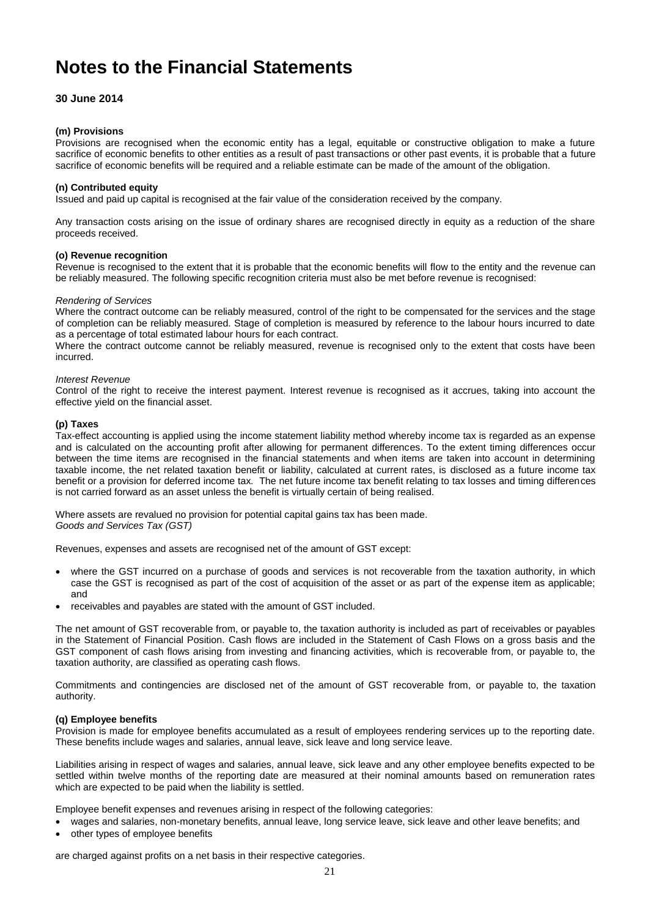# Notes to the Financial Statements

**30 June 2014**

**(m) Provisions**

Provisions are recognised when the economic entity has a legal, equitable or constructive obligation to make a future sacrifice of economic benefits to other entities as a result of past transactions or other past events, it is probable that a future sacrifice of economic benefits will be required and a reliable estimate can be made of the amount of the obligation.

**(n) Contributed equity**

Issued and paid up capital is recognised at the fair value of the consideration received by the company.

Any transaction costs arising on the issue of ordinary shares are recognised directly in equity as a reduction of the share proceeds received.

**(o) Revenue recognition**

Revenue is recognised to the extent that it is probable that the economic benefits will flow to the entity and the revenue can be reliably measured. The following specific recognition criteria must also be met before revenue is recognised:

*Rendering of Services*

Where the contract outcome can be reliably measured, control of the right to be compensated for the services and the stage of completion can be reliably measured. Stage of completion is measured by reference to the labour hours incurred to date as a percentage of total estimated labour hours for each contract.

Where the contract outcome cannot be reliably measured, revenue is recognised only to the extent that costs have been incurred.

*Interest Revenue*

Control of the right to receive the interest payment. Interest revenue is recognised as it accrues, taking into account the effective yield on the financial asset.

**(p) Taxes**

Tax-effect accounting is applied using the income statement liability method whereby income tax is regarded as an expense and is calculated on the accounting profit after allowing for permanent differences. To the extent timing differences occur between the time items are recognised in the financial statements and when items are taken into account in determining taxable income, the net related taxation benefit or liability, calculated at current rates, is disclosed as a future income tax benefit or a provision for deferred income tax. The net future income tax benefit relating to tax losses and timing differences is not carried forward as an asset unless the benefit is virtually certain of being realised.

Where assets are revalued no provision for potential capital gains tax has been made.

*Goods and Services Tax (GST)*

Revenues, expenses and assets are recognised net of the amount of GST except:

- where the GST incurred on a purchase of goods and services is not recoverable from the taxation authority, in which case the GST is recognised as part of the cost of acquisition of the asset or as part of the expense item as applicable; and
- receivables and payables are stated with the amount of GST included.

The net amount of GST recoverable from, or payable to, the taxation authority is included as part of receivables or payables in the Statement of Financial Position. Cash flows are included in the Statement of Cash Flows on a gross basis and the GST component of cash flows arising from investing and financing activities, which is recoverable from, or payable to, the taxation authority, are classified as operating cash flows.

Commitments and contingencies are disclosed net of the amount of GST recoverable from, or payable to, the taxation authority.

**(q) Employee benefits**

Provision is made for employee benefits accumulated as a result of employees rendering services up to the reporting date. These benefits include wages and salaries, annual leave, sick leave and long service leave.

Liabilities arising in respect of wages and salaries, annual leave, sick leave and any other employee benefits expected to be settled within twelve months of the reporting date are measured at their nominal amounts based on remuneration rates which are expected to be paid when the liability is settled.

Employee benefit expenses and revenues arising in respect of the following categories:

- wages and salaries, non-monetary benefits, annual leave, long service leave, sick leave and other leave benefits; and
- other types of employee benefits

are charged against profits on a net basis in their respective categories.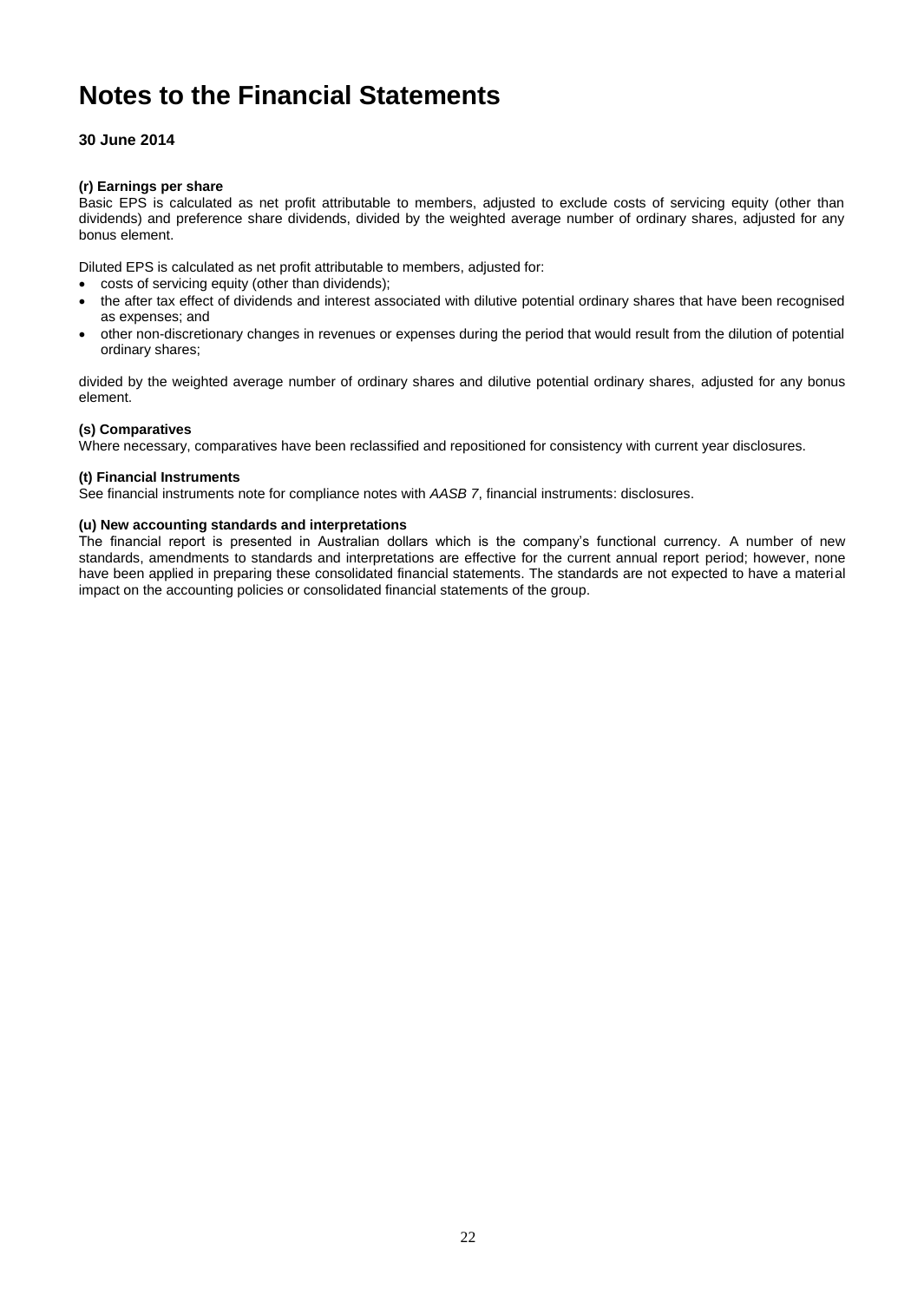# Notes to the Financial Statements

**30 June 2014**

**(r) Earnings per share**

Basic EPS is calculated as net profit attributable to members, adjusted to exclude costs of servicing equity (other than dividends) and preference share dividends, divided by the weighted average number of ordinary shares, adjusted for any bonus element.

Diluted EPS is calculated as net profit attributable to members, adjusted for:

- costs of servicing equity (other than dividends);
- the after tax effect of dividends and interest associated with dilutive potential ordinary shares that have been recognised as expenses; and
- other non-discretionary changes in revenues or expenses during the period that would result from the dilution of potential ordinary shares;

divided by the weighted average number of ordinary shares and dilutive potential ordinary shares, adjusted for any bonus element.

**(s) Comparatives**

Where necessary, comparatives have been reclassified and repositioned for consistency with current year disclosures.

**(t) Financial Instruments**

See financial instruments note for compliance notes with *AASB 7*, financial instruments: disclosures.

**(u) New accounting standards and interpretations**

The financial report is presented in Australian dollars which is the company's functional currency. A number of new standards, amendments to standards and interpretations are effective for the current annual report period; however, none have been applied in preparing these consolidated financial statements. The standards are not expected to have a material impact on the accounting policies or consolidated financial statements of the group.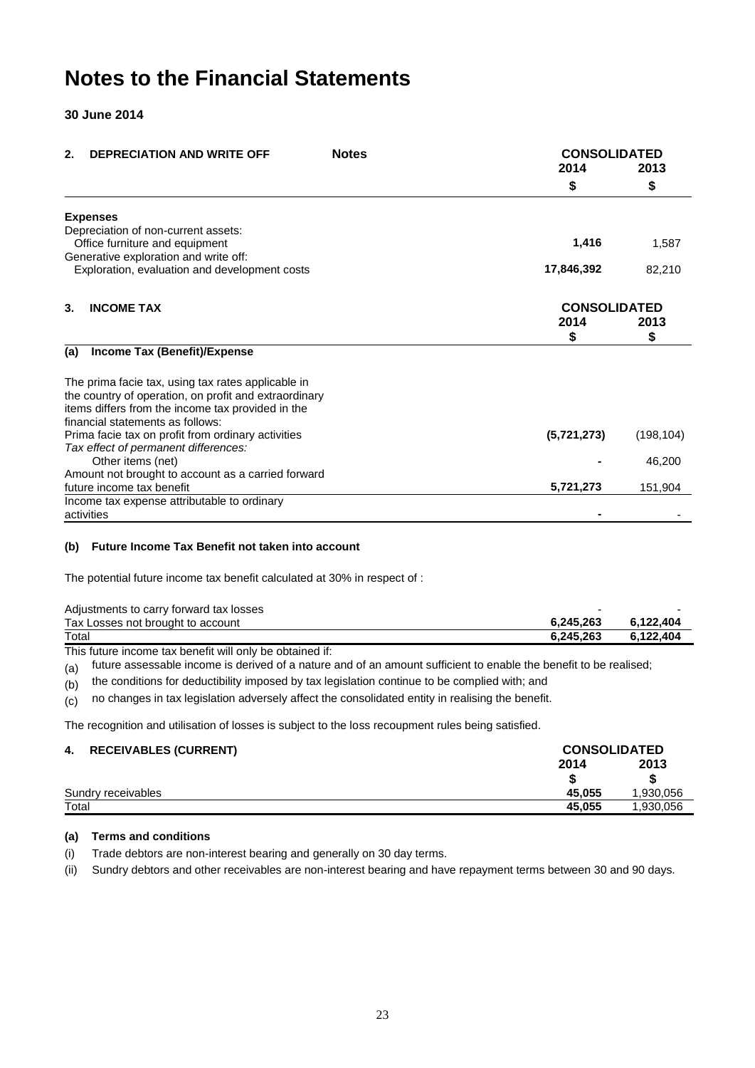# Notes to the Financial Statements

**30 June 2014**

| **2. DEPRECIATION AND WRITE OFF** | **Notes** | **CONSOLIDATED 2014 $** | **CONSOLIDATED 2013 $** |
|---|---|---|---|
| **Expenses** | | | |
| Depreciation of non-current assets: | | | |
| Office furniture and equipment | | **1,416** | 1,587 |
| Generative exploration and write off: | | | |
| Exploration, evaluation and development costs | | **17,846,392** | 82,210 |

| **3. INCOME TAX** | **CONSOLIDATED 2014 $** | **CONSOLIDATED 2013 $** |
|---|---|---|
| **(a) Income Tax (Benefit)/Expense** | | |
| The prima facie tax, using tax rates applicable in the country of operation, on profit and extraordinary items differs from the income tax provided in the financial statements as follows: | | |
| Prima facie tax on profit from ordinary activities | **(5,721,273)** | (198,104) |
| *Tax effect of permanent differences:* | | |
| Other items (net) | **-** | 46,200 |
| Amount not brought to account as a carried forward future income tax benefit | **5,721,273** | 151,904 |
| Income tax expense attributable to ordinary activities | **-** | - |

**(b) Future Income Tax Benefit not taken into account**

The potential future income tax benefit calculated at 30% in respect of :

| | 2014 | 2013 |
|---|---|---|
| Adjustments to carry forward tax losses | - | - |
| Tax Losses not brought to account | **6,245,263** | **6,122,404** |
| Total | **6,245,263** | **6,122,404** |

This future income tax benefit will only be obtained if:

(a) future assessable income is derived of a nature and of an amount sufficient to enable the benefit to be realised;

(b) the conditions for deductibility imposed by tax legislation continue to be complied with; and

(c) no changes in tax legislation adversely affect the consolidated entity in realising the benefit.

The recognition and utilisation of losses is subject to the loss recoupment rules being satisfied.

| **4. RECEIVABLES (CURRENT)** | **CONSOLIDATED 2014 $** | **CONSOLIDATED 2013 $** |
|---|---|---|
| Sundry receivables | **45,055** | 1,930,056 |
| Total | **45,055** | 1,930,056 |

**(a) Terms and conditions**

(i) Trade debtors are non-interest bearing and generally on 30 day terms.

(ii) Sundry debtors and other receivables are non-interest bearing and have repayment terms between 30 and 90 days.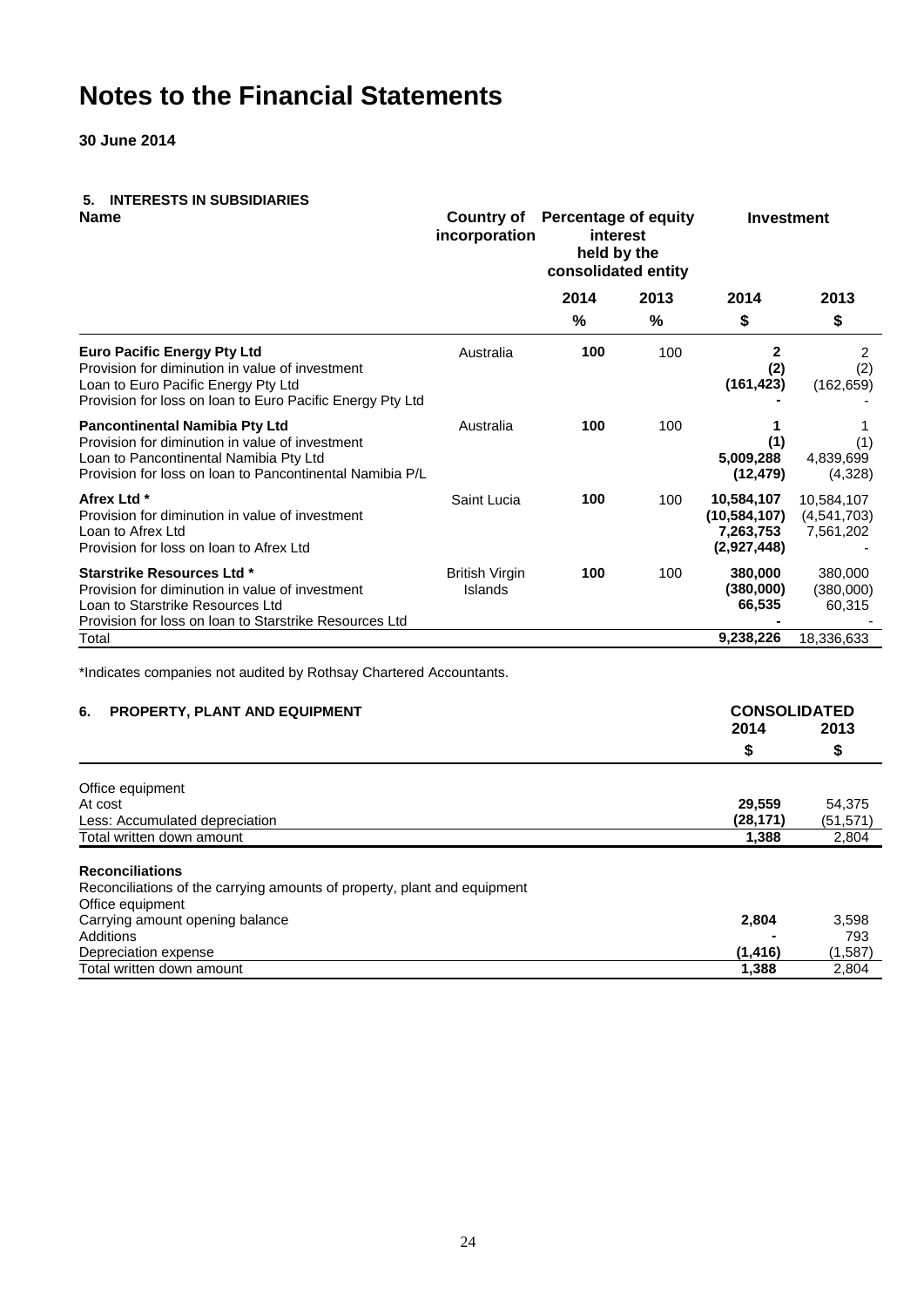# Notes to the Financial Statements

**30 June 2014**

## 5. INTERESTS IN SUBSIDIARIES

| Name | Country of incorporation | Percentage of equity interest held by the consolidated entity | | Investment | |
|---|---|---|---|---|---|
| | | 2014 | 2013 | 2014 | 2013 |
| | | % | % | $ | $ |
| **Euro Pacific Energy Pty Ltd** | Australia | **100** | 100 | **2** | 2 |
| Provision for diminution in value of investment | | | | **(2)** | (2) |
| Loan to Euro Pacific Energy Pty Ltd | | | | **(161,423)** | (162,659) |
| Provision for loss on loan to Euro Pacific Energy Pty Ltd | | | | **-** | - |
| **Pancontinental Namibia Pty Ltd** | Australia | **100** | 100 | **1** | 1 |
| Provision for diminution in value of investment | | | | **(1)** | (1) |
| Loan to Pancontinental Namibia Pty Ltd | | | | **5,009,288** | 4,839,699 |
| Provision for loss on loan to Pancontinental Namibia P/L | | | | **(12,479)** | (4,328) |
| **Afrex Ltd *** | Saint Lucia | **100** | 100 | **10,584,107** | 10,584,107 |
| Provision for diminution in value of investment | | | | **(10,584,107)** | (4,541,703) |
| Loan to Afrex Ltd | | | | **7,263,753** | 7,561,202 |
| Provision for loss on loan to Afrex Ltd | | | | **(2,927,448)** | - |
| **Starstrike Resources Ltd *** | British Virgin Islands | **100** | 100 | **380,000** | 380,000 |
| Provision for diminution in value of investment | | | | **(380,000)** | (380,000) |
| Loan to Starstrike Resources Ltd | | | | **66,535** | 60,315 |
| Provision for loss on loan to Starstrike Resources Ltd | | | | **-** | - |
| Total | | | | **9,238,226** | 18,336,633 |

*Indicates companies not audited by Rothsay Chartered Accountants.

## 6. PROPERTY, PLANT AND EQUIPMENT

| | CONSOLIDATED | |
|---|---|---|
| | 2014 | 2013 |
| | $ | $ |
| Office equipment | | |
| At cost | **29,559** | 54,375 |
| Less: Accumulated depreciation | **(28,171)** | (51,571) |
| Total written down amount | **1,388** | 2,804 |

**Reconciliations**

Reconciliations of the carrying amounts of property, plant and equipment

| | 2014 | 2013 |
|---|---|---|
| Office equipment | | |
| Carrying amount opening balance | **2,804** | 3,598 |
| Additions | **-** | 793 |
| Depreciation expense | **(1,416)** | (1,587) |
| Total written down amount | **1,388** | 2,804 |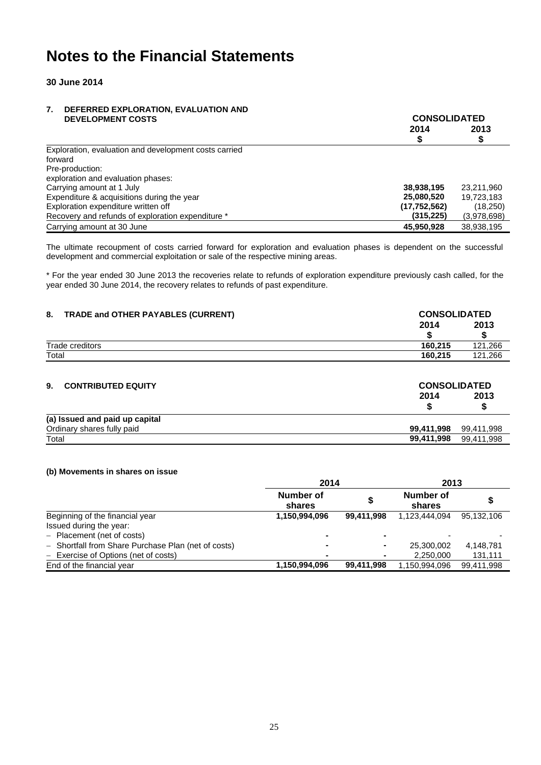# Notes to the Financial Statements

**30 June 2014**

### 7. DEFERRED EXPLORATION, EVALUATION AND DEVELOPMENT COSTS

| | CONSOLIDATED | |
|---|---|---|
| | **2014** | **2013** |
| | **$** | **$** |
| Exploration, evaluation and development costs carried forward | | |
| Pre-production: | | |
| exploration and evaluation phases: | | |
| Carrying amount at 1 July | **38,938,195** | 23,211,960 |
| Expenditure & acquisitions during the year | **25,080,520** | 19,723,183 |
| Exploration expenditure written off | **(17,752,562)** | (18,250) |
| Recovery and refunds of exploration expenditure * | **(315,225)** | (3,978,698) |
| Carrying amount at 30 June | **45,950,928** | 38,938,195 |

The ultimate recoupment of costs carried forward for exploration and evaluation phases is dependent on the successful development and commercial exploitation or sale of the respective mining areas.

* For the year ended 30 June 2013 the recoveries relate to refunds of exploration expenditure previously cash called, for the year ended 30 June 2014, the recovery relates to refunds of past expenditure.

### 8. TRADE and OTHER PAYABLES (CURRENT)

| | CONSOLIDATED | |
|---|---|---|
| | **2014** | **2013** |
| | **$** | **$** |
| Trade creditors | **160,215** | 121,266 |
| Total | **160,215** | 121,266 |

### 9. CONTRIBUTED EQUITY

| | CONSOLIDATED | |
|---|---|---|
| | **2014** | **2013** |
| | **$** | **$** |
| **(a) Issued and paid up capital** | | |
| Ordinary shares fully paid | **99,411,998** | 99,411,998 |
| Total | **99,411,998** | 99,411,998 |

**(b) Movements in shares on issue**

| | 2014 | | 2013 | |
|---|---|---|---|---|
| | **Number of shares** | **$** | **Number of shares** | **$** |
| Beginning of the financial year | **1,150,994,096** | **99,411,998** | 1,123,444,094 | 95,132,106 |
| Issued during the year: | | | | |
| – Placement (net of costs) | **-** | **-** | - | - |
| – Shortfall from Share Purchase Plan (net of costs) | **-** | **-** | 25,300,002 | 4,148,781 |
| – Exercise of Options (net of costs) | **-** | **-** | 2,250,000 | 131,111 |
| End of the financial year | **1,150,994,096** | **99,411,998** | 1,150,994,096 | 99,411,998 |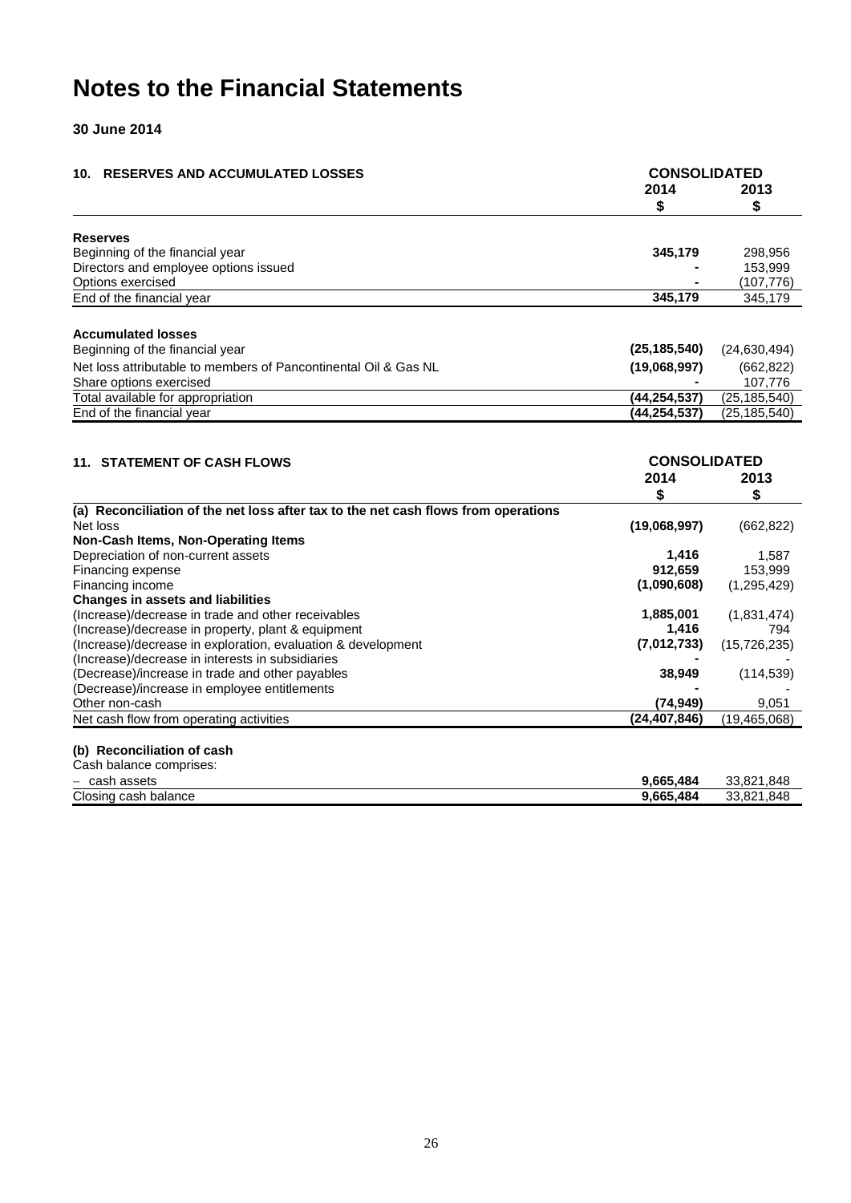# Notes to the Financial Statements

**30 June 2014**

| **10. RESERVES AND ACCUMULATED LOSSES** | **CONSOLIDATED** | |
|---|---|---|
| | **2014** | **2013** |
| | **$** | **$** |
| **Reserves** | | |
| Beginning of the financial year | **345,179** | 298,956 |
| Directors and employee options issued | **-** | 153,999 |
| Options exercised | **-** | (107,776) |
| End of the financial year | **345,179** | 345,179 |
| **Accumulated losses** | | |
| Beginning of the financial year | **(25,185,540)** | (24,630,494) |
| Net loss attributable to members of Pancontinental Oil & Gas NL | **(19,068,997)** | (662,822) |
| Share options exercised | **-** | 107,776 |
| Total available for appropriation | **(44,254,537)** | (25,185,540) |
| End of the financial year | **(44,254,537)** | (25,185,540) |

| **11. STATEMENT OF CASH FLOWS** | **CONSOLIDATED** | |
|---|---|---|
| | **2014** | **2013** |
| | **$** | **$** |
| **(a) Reconciliation of the net loss after tax to the net cash flows from operations** | | |
| Net loss | **(19,068,997)** | (662,822) |
| **Non-Cash Items, Non-Operating Items** | | |
| Depreciation of non-current assets | **1,416** | 1,587 |
| Financing expense | **912,659** | 153,999 |
| Financing income | **(1,090,608)** | (1,295,429) |
| **Changes in assets and liabilities** | | |
| (Increase)/decrease in trade and other receivables | **1,885,001** | (1,831,474) |
| (Increase)/decrease in property, plant & equipment | **1,416** | 794 |
| (Increase)/decrease in exploration, evaluation & development | **(7,012,733)** | (15,726,235) |
| (Increase)/decrease in interests in subsidiaries | **-** | - |
| (Decrease)/increase in trade and other payables | **38,949** | (114,539) |
| (Decrease)/increase in employee entitlements | **-** | - |
| Other non-cash | **(74,949)** | 9,051 |
| Net cash flow from operating activities | **(24,407,846)** | (19,465,068) |
| **(b) Reconciliation of cash** | | |
| Cash balance comprises: | | |
| − cash assets | **9,665,484** | 33,821,848 |
| Closing cash balance | **9,665,484** | 33,821,848 |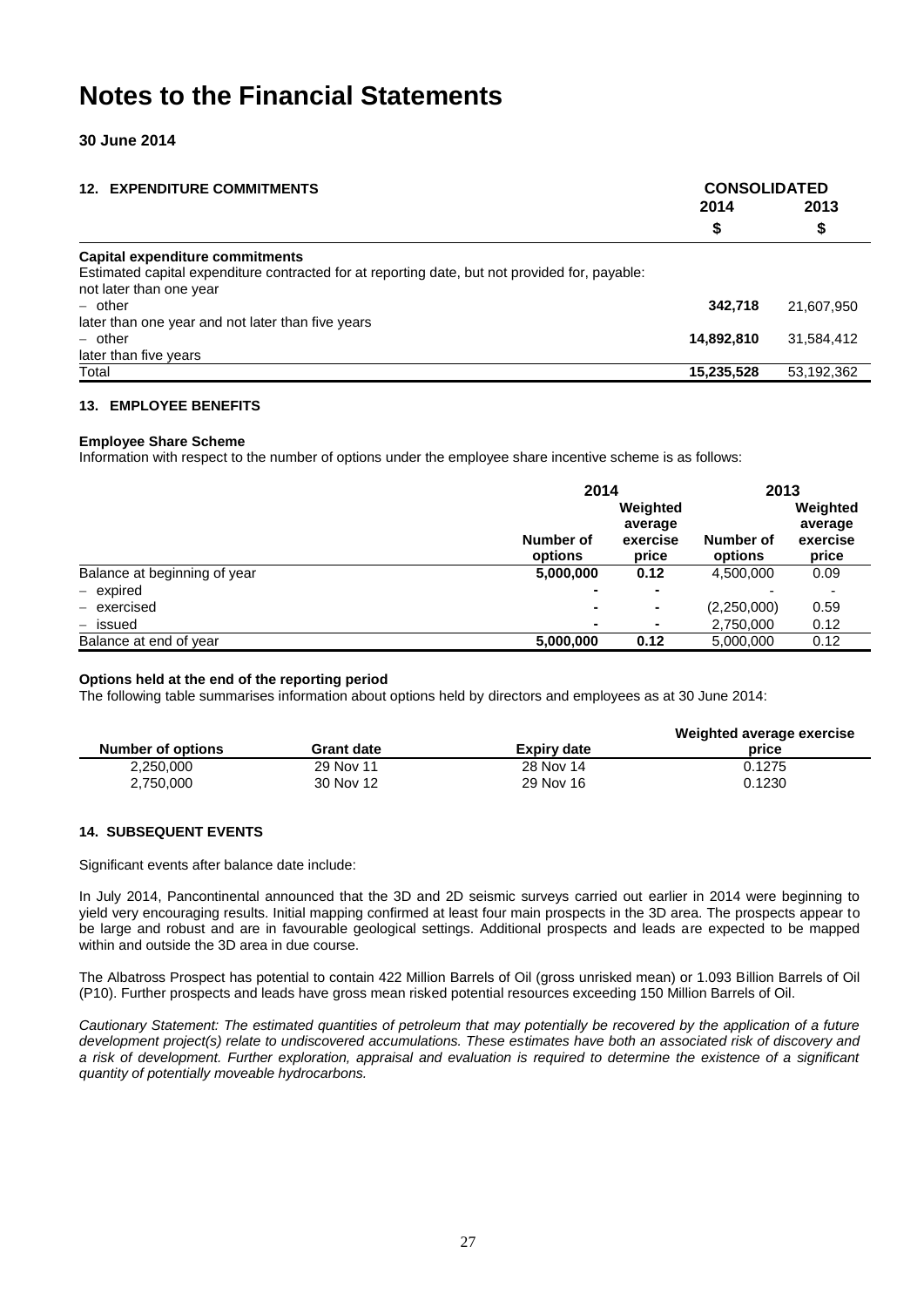# Notes to the Financial Statements

**30 June 2014**

## 12. EXPENDITURE COMMITMENTS

| | CONSOLIDATED | |
|---|---|---|
| | **2014** | **2013** |
| | **$** | **$** |
| **Capital expenditure commitments** | | |
| Estimated capital expenditure contracted for at reporting date, but not provided for, payable: | | |
| not later than one year | | |
| – other | **342,718** | 21,607,950 |
| later than one year and not later than five years | | |
| – other | **14,892,810** | 31,584,412 |
| later than five years | | |
| Total | **15,235,528** | 53,192,362 |

## 13. EMPLOYEE BENEFITS

**Employee Share Scheme**

Information with respect to the number of options under the employee share incentive scheme is as follows:

| | 2014 | | 2013 | |
|---|---|---|---|---|
| | **Number of options** | **Weighted average exercise price** | **Number of options** | **Weighted average exercise price** |
| Balance at beginning of year | **5,000,000** | **0.12** | 4,500,000 | 0.09 |
| – expired | **-** | **-** | - | - |
| – exercised | **-** | **-** | (2,250,000) | 0.59 |
| – issued | **-** | **-** | 2,750,000 | 0.12 |
| Balance at end of year | **5,000,000** | **0.12** | 5,000,000 | 0.12 |

**Options held at the end of the reporting period**

The following table summarises information about options held by directors and employees as at 30 June 2014:

| Number of options | Grant date | Expiry date | Weighted average exercise price |
|---|---|---|---|
| 2,250,000 | 29 Nov 11 | 28 Nov 14 | 0.1275 |
| 2,750,000 | 30 Nov 12 | 29 Nov 16 | 0.1230 |

## 14. SUBSEQUENT EVENTS

Significant events after balance date include:

In July 2014, Pancontinental announced that the 3D and 2D seismic surveys carried out earlier in 2014 were beginning to yield very encouraging results. Initial mapping confirmed at least four main prospects in the 3D area. The prospects appear to be large and robust and are in favourable geological settings. Additional prospects and leads are expected to be mapped within and outside the 3D area in due course.

The Albatross Prospect has potential to contain 422 Million Barrels of Oil (gross unrisked mean) or 1.093 Billion Barrels of Oil (P10). Further prospects and leads have gross mean risked potential resources exceeding 150 Million Barrels of Oil.

*Cautionary Statement: The estimated quantities of petroleum that may potentially be recovered by the application of a future development project(s) relate to undiscovered accumulations. These estimates have both an associated risk of discovery and a risk of development. Further exploration, appraisal and evaluation is required to determine the existence of a significant quantity of potentially moveable hydrocarbons.*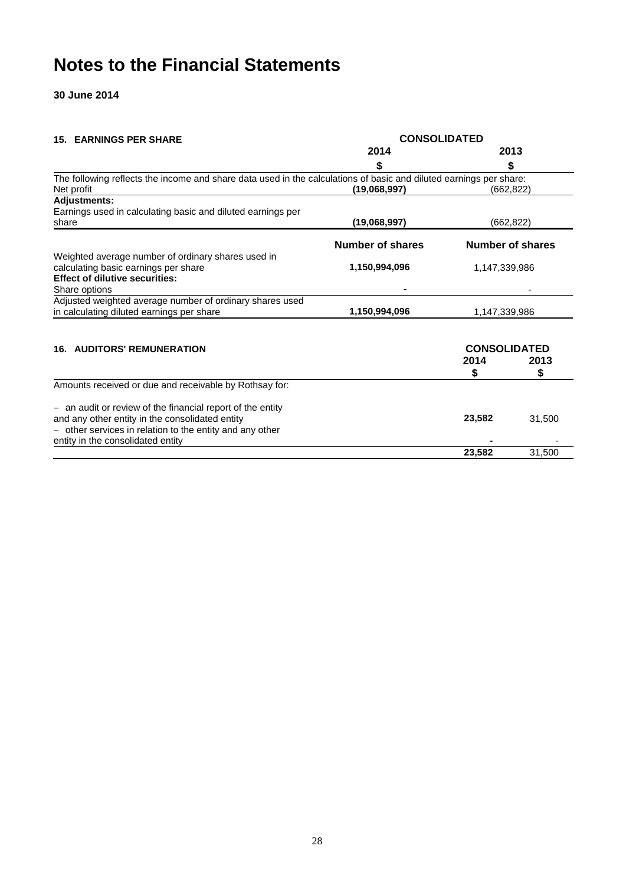# Notes to the Financial Statements

**30 June 2014**

| **15. EARNINGS PER SHARE** | **CONSOLIDATED** | |
|---|---|---|
| | **2014** | **2013** |
| | **$** | **$** |
| The following reflects the income and share data used in the calculations of basic and diluted earnings per share: | | |
| Net profit | **(19,068,997)** | (662,822) |
| **Adjustments:** | | |
| Earnings used in calculating basic and diluted earnings per share | **(19,068,997)** | (662,822) |
| | **Number of shares** | **Number of shares** |
| Weighted average number of ordinary shares used in calculating basic earnings per share | **1,150,994,096** | 1,147,339,986 |
| **Effect of dilutive securities:** | | |
| Share options | **-** | - |
| Adjusted weighted average number of ordinary shares used in calculating diluted earnings per share | **1,150,994,096** | 1,147,339,986 |

| **16. AUDITORS' REMUNERATION** | **CONSOLIDATED** | |
|---|---|---|
| | **2014** | **2013** |
| | **$** | **$** |
| Amounts received or due and receivable by Rothsay for: | | |
| − an audit or review of the financial report of the entity and any other entity in the consolidated entity | **23,582** | 31,500 |
| − other services in relation to the entity and any other entity in the consolidated entity | **-** | - |
| | **23,582** | 31,500 |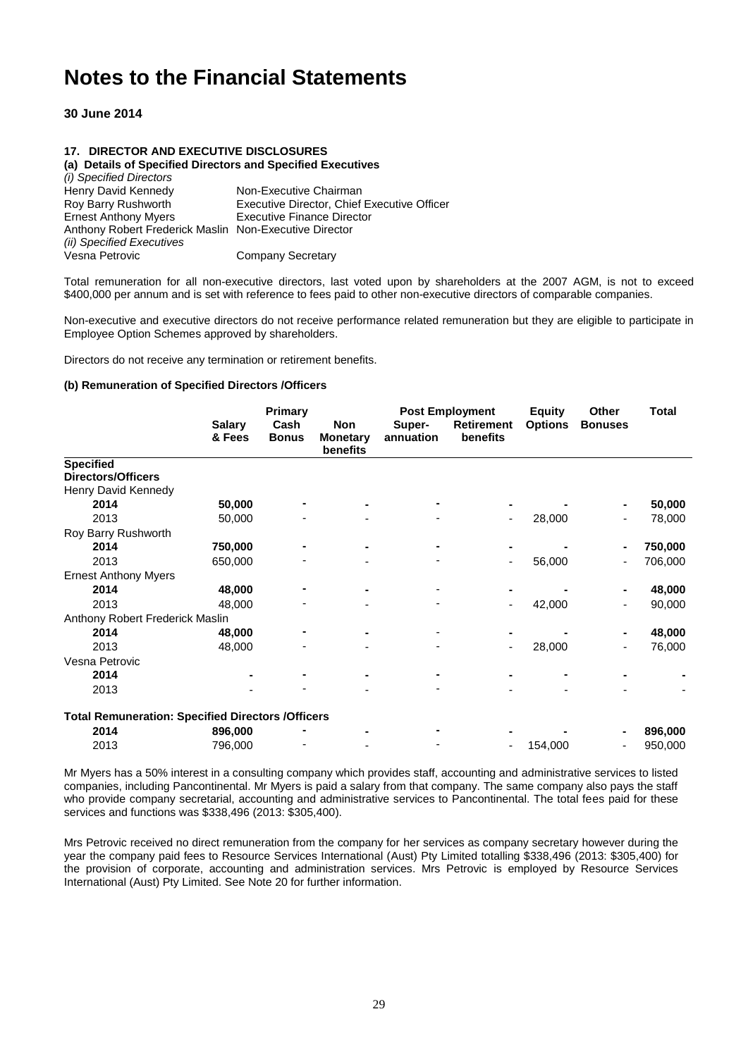# Notes to the Financial Statements

**30 June 2014**

**17. DIRECTOR AND EXECUTIVE DISCLOSURES**

**(a) Details of Specified Directors and Specified Executives**

*(i) Specified Directors*

| | |
|---|---|
| Henry David Kennedy | Non-Executive Chairman |
| Roy Barry Rushworth | Executive Director, Chief Executive Officer |
| Ernest Anthony Myers | Executive Finance Director |
| Anthony Robert Frederick Maslin | Non-Executive Director |

*(ii) Specified Executives*

| | |
|---|---|
| Vesna Petrovic | Company Secretary |

Total remuneration for all non-executive directors, last voted upon by shareholders at the 2007 AGM, is not to exceed \$400,000 per annum and is set with reference to fees paid to other non-executive directors of comparable companies.

Non-executive and executive directors do not receive performance related remuneration but they are eligible to participate in Employee Option Schemes approved by shareholders.

Directors do not receive any termination or retirement benefits.

**(b) Remuneration of Specified Directors /Officers**

| | Primary | | | Post Employment | | Equity | Other | Total |
|---|---|---|---|---|---|---|---|---|
| | Salary & Fees | Cash Bonus | Non Monetary benefits | Super-annuation | Retirement benefits | Options | Bonuses | |
| **Specified Directors/Officers** | | | | | | | | |
| Henry David Kennedy | | | | | | | | |
| **2014** | **50,000** | **-** | **-** | **-** | **-** | **-** | **-** | **50,000** |
| 2013 | 50,000 | - | - | - | - | 28,000 | - | 78,000 |
| Roy Barry Rushworth | | | | | | | | |
| **2014** | **750,000** | **-** | **-** | **-** | **-** | **-** | **-** | **750,000** |
| 2013 | 650,000 | - | - | - | - | 56,000 | - | 706,000 |
| Ernest Anthony Myers | | | | | | | | |
| **2014** | **48,000** | **-** | **-** | - | **-** | **-** | **-** | **48,000** |
| 2013 | 48,000 | - | - | - | - | 42,000 | - | 90,000 |
| Anthony Robert Frederick Maslin | | | | | | | | |
| **2014** | **48,000** | **-** | **-** | - | **-** | **-** | **-** | **48,000** |
| 2013 | 48,000 | - | - | - | - | 28,000 | - | 76,000 |
| Vesna Petrovic | | | | | | | | |
| **2014** | **-** | **-** | **-** | **-** | **-** | **-** | **-** | **-** |
| 2013 | - | - | - | - | - | - | - | - |
| **Total Remuneration: Specified Directors /Officers** | | | | | | | | |
| **2014** | **896,000** | **-** | **-** | **-** | **-** | **-** | **-** | **896,000** |
| 2013 | 796,000 | - | - | - | - | 154,000 | - | 950,000 |

Mr Myers has a 50% interest in a consulting company which provides staff, accounting and administrative services to listed companies, including Pancontinental. Mr Myers is paid a salary from that company. The same company also pays the staff who provide company secretarial, accounting and administrative services to Pancontinental. The total fees paid for these services and functions was \$338,496 (2013: \$305,400).

Mrs Petrovic received no direct remuneration from the company for her services as company secretary however during the year the company paid fees to Resource Services International (Aust) Pty Limited totalling \$338,496 (2013: \$305,400) for the provision of corporate, accounting and administration services. Mrs Petrovic is employed by Resource Services International (Aust) Pty Limited. See Note 20 for further information.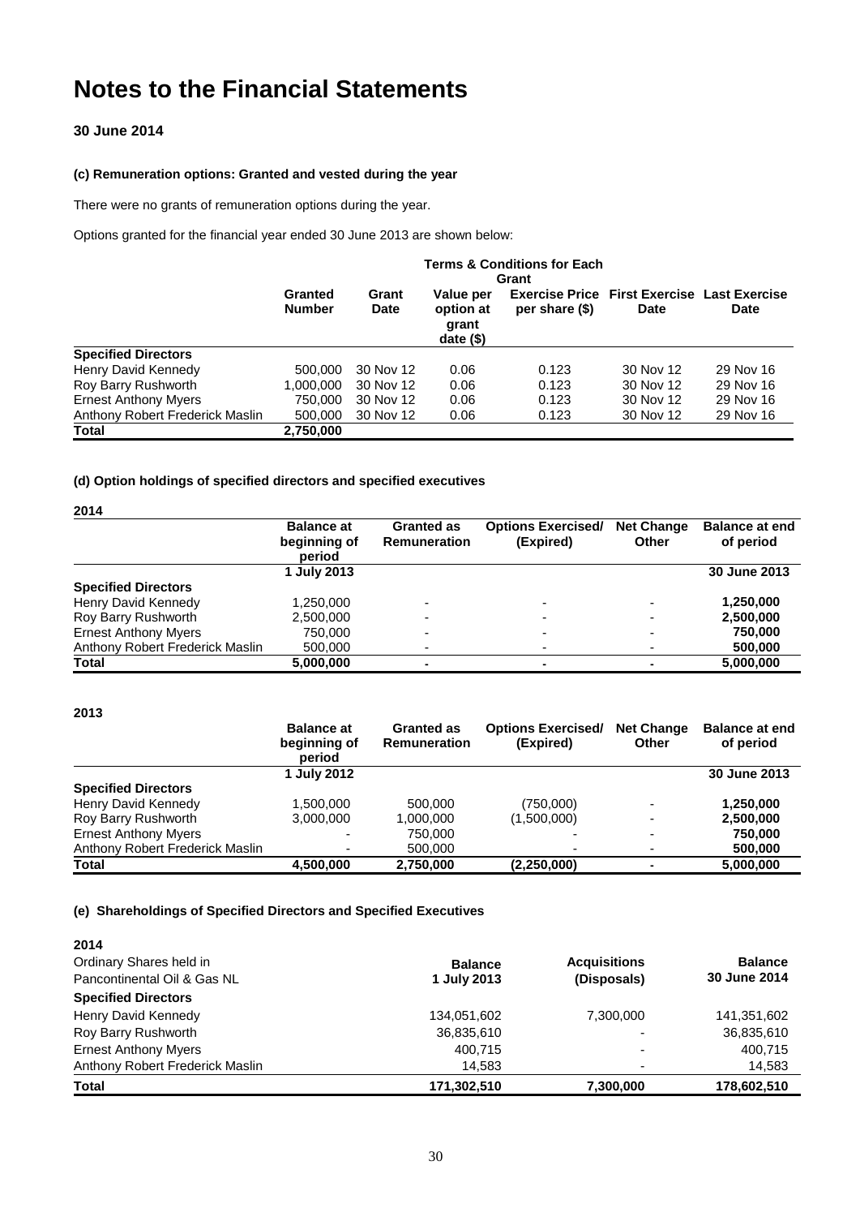# Notes to the Financial Statements

**30 June 2014**

**(c) Remuneration options: Granted and vested during the year**

There were no grants of remuneration options during the year.

Options granted for the financial year ended 30 June 2013 are shown below:

| | | | Terms & Conditions for Each Grant | | | |
|---|---|---|---|---|---|---|
| | **Granted Number** | **Grant Date** | **Value per option at grant date ($)** | **Exercise Price per share ($)** | **First Exercise Date** | **Last Exercise Date** |
| **Specified Directors** | | | | | | |
| Henry David Kennedy | 500,000 | 30 Nov 12 | 0.06 | 0.123 | 30 Nov 12 | 29 Nov 16 |
| Roy Barry Rushworth | 1,000,000 | 30 Nov 12 | 0.06 | 0.123 | 30 Nov 12 | 29 Nov 16 |
| Ernest Anthony Myers | 750,000 | 30 Nov 12 | 0.06 | 0.123 | 30 Nov 12 | 29 Nov 16 |
| Anthony Robert Frederick Maslin | 500,000 | 30 Nov 12 | 0.06 | 0.123 | 30 Nov 12 | 29 Nov 16 |
| **Total** | **2,750,000** | | | | | |

**(d) Option holdings of specified directors and specified executives**

**2014**

| | **Balance at beginning of period** | **Granted as Remuneration** | **Options Exercised/ (Expired)** | **Net Change Other** | **Balance at end of period** |
|---|---|---|---|---|---|
| | **1 July 2013** | | | | **30 June 2013** |
| **Specified Directors** | | | | | |
| Henry David Kennedy | 1,250,000 | - | - | - | **1,250,000** |
| Roy Barry Rushworth | 2,500,000 | - | - | - | **2,500,000** |
| Ernest Anthony Myers | 750,000 | - | - | - | **750,000** |
| Anthony Robert Frederick Maslin | 500,000 | - | - | - | **500,000** |
| **Total** | **5,000,000** | **-** | **-** | **-** | **5,000,000** |

**2013**

| | **Balance at beginning of period** | **Granted as Remuneration** | **Options Exercised/ (Expired)** | **Net Change Other** | **Balance at end of period** |
|---|---|---|---|---|---|
| | **1 July 2012** | | | | **30 June 2013** |
| **Specified Directors** | | | | | |
| Henry David Kennedy | 1,500,000 | 500,000 | (750,000) | - | **1,250,000** |
| Roy Barry Rushworth | 3,000,000 | 1,000,000 | (1,500,000) | - | **2,500,000** |
| Ernest Anthony Myers | - | 750,000 | - | - | **750,000** |
| Anthony Robert Frederick Maslin | - | 500,000 | - | - | **500,000** |
| **Total** | **4,500,000** | **2,750,000** | **(2,250,000)** | **-** | **5,000,000** |

**(e) Shareholdings of Specified Directors and Specified Executives**

**2014**

| Ordinary Shares held in Pancontinental Oil & Gas NL | **Balance 1 July 2013** | **Acquisitions (Disposals)** | **Balance 30 June 2014** |
|---|---|---|---|
| **Specified Directors** | | | |
| Henry David Kennedy | 134,051,602 | 7,300,000 | 141,351,602 |
| Roy Barry Rushworth | 36,835,610 | - | 36,835,610 |
| Ernest Anthony Myers | 400,715 | - | 400,715 |
| Anthony Robert Frederick Maslin | 14,583 | - | 14,583 |
| **Total** | **171,302,510** | **7,300,000** | **178,602,510** |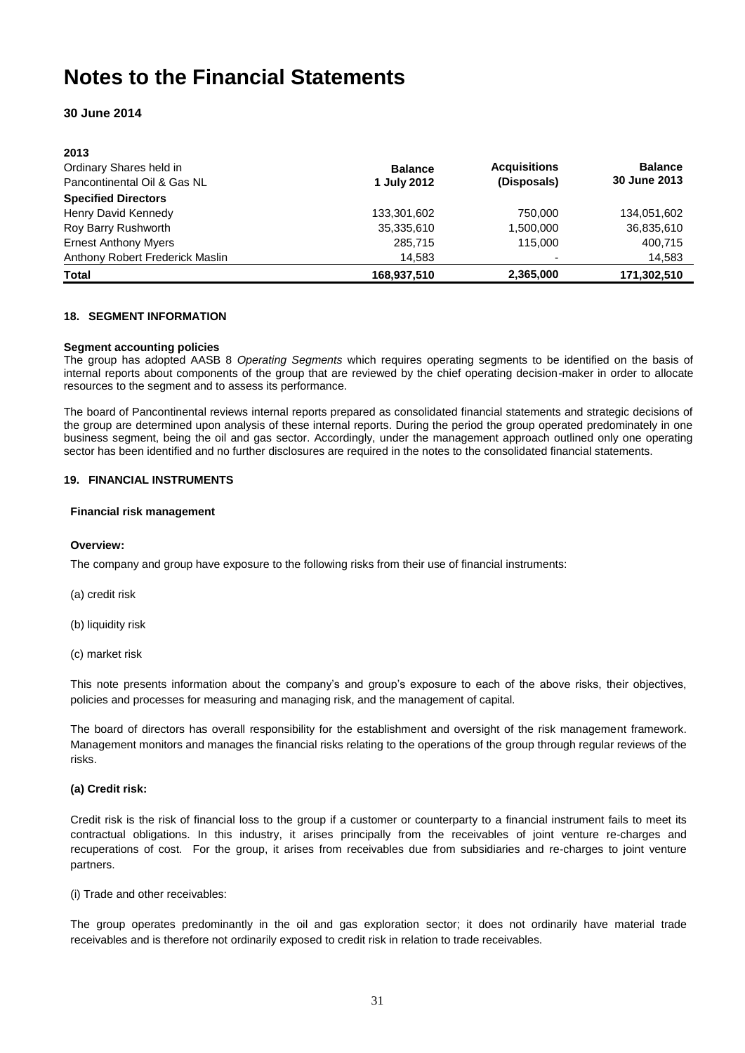# Notes to the Financial Statements

**30 June 2014**

**2013**

| Ordinary Shares held in Pancontinental Oil & Gas NL | Balance 1 July 2012 | Acquisitions (Disposals) | Balance 30 June 2013 |
|---|---|---|---|
| **Specified Directors** | | | |
| Henry David Kennedy | 133,301,602 | 750,000 | 134,051,602 |
| Roy Barry Rushworth | 35,335,610 | 1,500,000 | 36,835,610 |
| Ernest Anthony Myers | 285,715 | 115,000 | 400,715 |
| Anthony Robert Frederick Maslin | 14,583 | - | 14,583 |
| **Total** | **168,937,510** | **2,365,000** | **171,302,510** |

#### 18. SEGMENT INFORMATION

**Segment accounting policies**

The group has adopted AASB 8 *Operating Segments* which requires operating segments to be identified on the basis of internal reports about components of the group that are reviewed by the chief operating decision-maker in order to allocate resources to the segment and to assess its performance.

The board of Pancontinental reviews internal reports prepared as consolidated financial statements and strategic decisions of the group are determined upon analysis of these internal reports. During the period the group operated predominately in one business segment, being the oil and gas sector. Accordingly, under the management approach outlined only one operating sector has been identified and no further disclosures are required in the notes to the consolidated financial statements.

#### 19. FINANCIAL INSTRUMENTS

**Financial risk management**

**Overview:**

The company and group have exposure to the following risks from their use of financial instruments:

(a) credit risk

(b) liquidity risk

(c) market risk

This note presents information about the company's and group's exposure to each of the above risks, their objectives, policies and processes for measuring and managing risk, and the management of capital.

The board of directors has overall responsibility for the establishment and oversight of the risk management framework. Management monitors and manages the financial risks relating to the operations of the group through regular reviews of the risks.

**(a) Credit risk:**

Credit risk is the risk of financial loss to the group if a customer or counterparty to a financial instrument fails to meet its contractual obligations. In this industry, it arises principally from the receivables of joint venture re-charges and recuperations of cost. For the group, it arises from receivables due from subsidiaries and re-charges to joint venture partners.

(i) Trade and other receivables:

The group operates predominantly in the oil and gas exploration sector; it does not ordinarily have material trade receivables and is therefore not ordinarily exposed to credit risk in relation to trade receivables.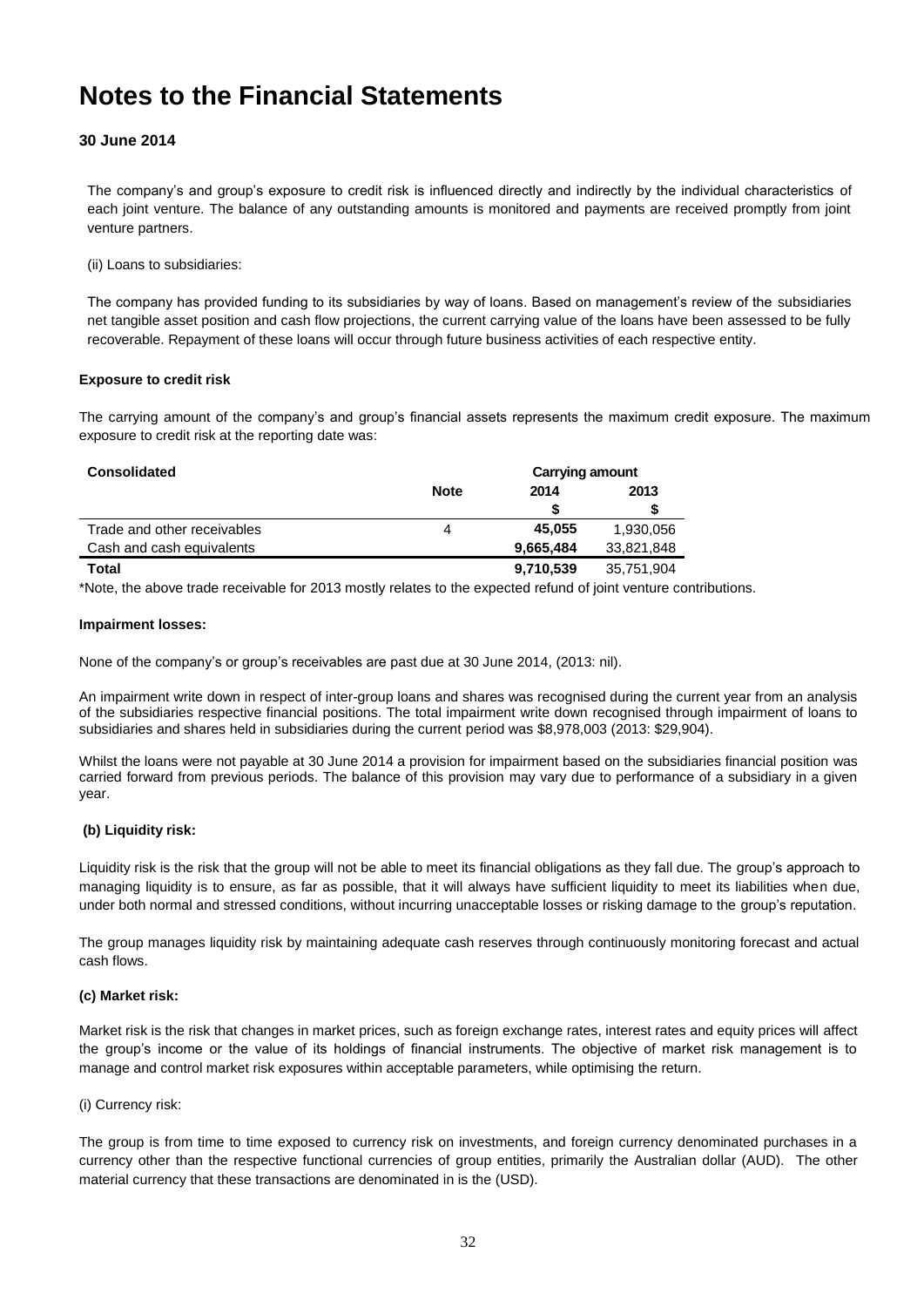# Notes to the Financial Statements

**30 June 2014**

The company's and group's exposure to credit risk is influenced directly and indirectly by the individual characteristics of each joint venture. The balance of any outstanding amounts is monitored and payments are received promptly from joint venture partners.

(ii) Loans to subsidiaries:

The company has provided funding to its subsidiaries by way of loans. Based on management's review of the subsidiaries net tangible asset position and cash flow projections, the current carrying value of the loans have been assessed to be fully recoverable. Repayment of these loans will occur through future business activities of each respective entity.

**Exposure to credit risk**

The carrying amount of the company's and group's financial assets represents the maximum credit exposure. The maximum exposure to credit risk at the reporting date was:

| **Consolidated** | | **Carrying amount** | |
|---|---|---|---|
| | **Note** | **2014** | **2013** |
| | | **$** | **$** |
| Trade and other receivables | 4 | **45,055** | 1,930,056 |
| Cash and cash equivalents | | **9,665,484** | 33,821,848 |
| **Total** | | **9,710,539** | 35,751,904 |

*Note, the above trade receivable for 2013 mostly relates to the expected refund of joint venture contributions.

**Impairment losses:**

None of the company's or group's receivables are past due at 30 June 2014, (2013: nil).

An impairment write down in respect of inter-group loans and shares was recognised during the current year from an analysis of the subsidiaries respective financial positions. The total impairment write down recognised through impairment of loans to subsidiaries and shares held in subsidiaries during the current period was $8,978,003 (2013: $29,904).

Whilst the loans were not payable at 30 June 2014 a provision for impairment based on the subsidiaries financial position was carried forward from previous periods. The balance of this provision may vary due to performance of a subsidiary in a given year.

**(b) Liquidity risk:**

Liquidity risk is the risk that the group will not be able to meet its financial obligations as they fall due. The group's approach to managing liquidity is to ensure, as far as possible, that it will always have sufficient liquidity to meet its liabilities when due, under both normal and stressed conditions, without incurring unacceptable losses or risking damage to the group's reputation.

The group manages liquidity risk by maintaining adequate cash reserves through continuously monitoring forecast and actual cash flows.

**(c) Market risk:**

Market risk is the risk that changes in market prices, such as foreign exchange rates, interest rates and equity prices will affect the group's income or the value of its holdings of financial instruments. The objective of market risk management is to manage and control market risk exposures within acceptable parameters, while optimising the return.

(i) Currency risk:

The group is from time to time exposed to currency risk on investments, and foreign currency denominated purchases in a currency other than the respective functional currencies of group entities, primarily the Australian dollar (AUD). The other material currency that these transactions are denominated in is the (USD).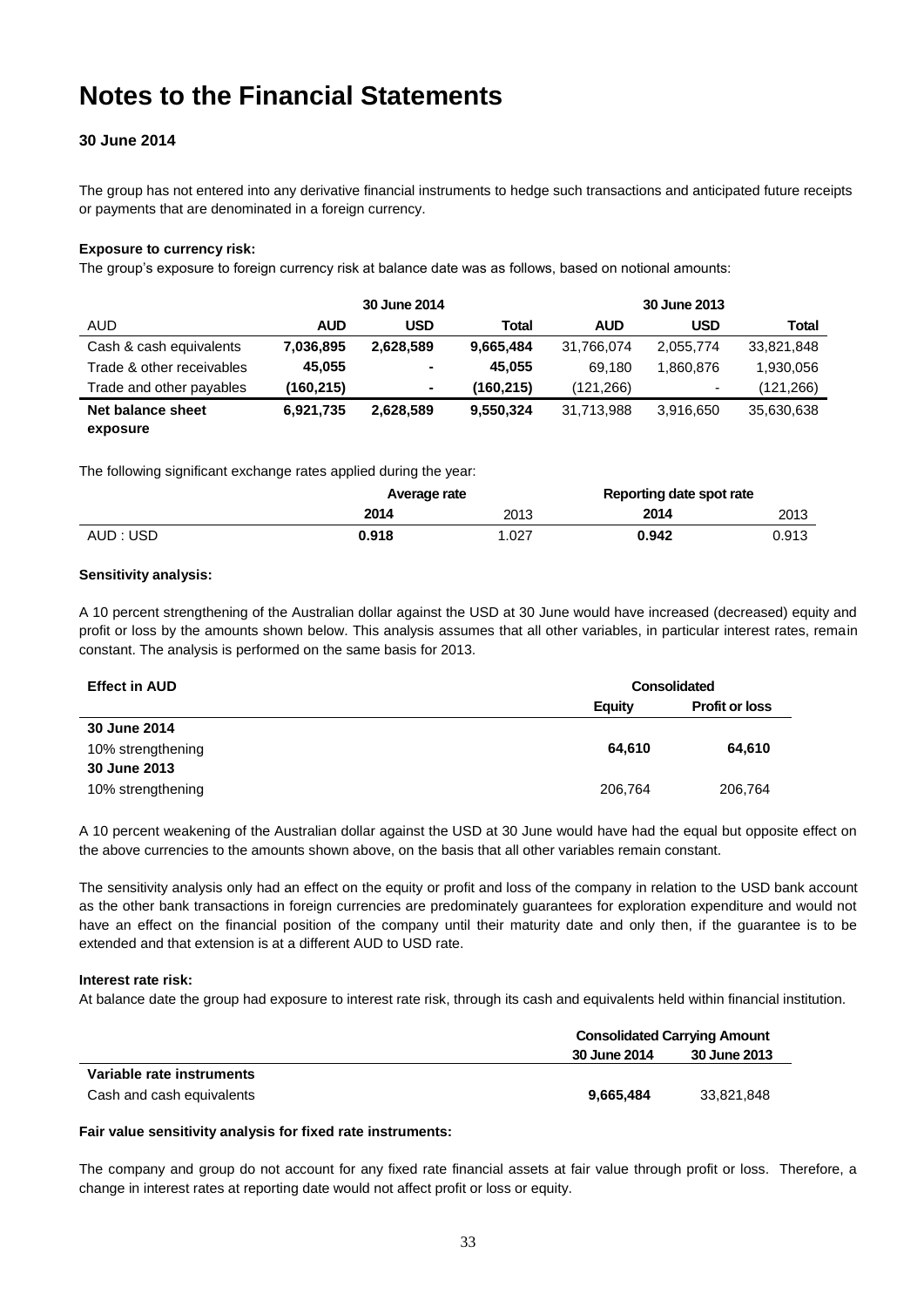# Notes to the Financial Statements

### 30 June 2014

The group has not entered into any derivative financial instruments to hedge such transactions and anticipated future receipts or payments that are denominated in a foreign currency.

**Exposure to currency risk:**

The group's exposure to foreign currency risk at balance date was as follows, based on notional amounts:

| | 30 June 2014 | | | 30 June 2013 | | |
|---|---|---|---|---|---|---|
| AUD | **AUD** | **USD** | **Total** | **AUD** | **USD** | **Total** |
| Cash & cash equivalents | **7,036,895** | **2,628,589** | **9,665,484** | 31,766,074 | 2,055,774 | 33,821,848 |
| Trade & other receivables | **45,055** | **-** | **45,055** | 69,180 | 1,860,876 | 1,930,056 |
| Trade and other payables | **(160,215)** | **-** | **(160,215)** | (121,266) | - | (121,266) |
| **Net balance sheet exposure** | **6,921,735** | **2,628,589** | **9,550,324** | 31,713,988 | 3,916,650 | 35,630,638 |

The following significant exchange rates applied during the year:

| | Average rate | | Reporting date spot rate | |
|---|---|---|---|---|
| | **2014** | 2013 | **2014** | 2013 |
| AUD : USD | **0.918** | 1.027 | **0.942** | 0.913 |

**Sensitivity analysis:**

A 10 percent strengthening of the Australian dollar against the USD at 30 June would have increased (decreased) equity and profit or loss by the amounts shown below. This analysis assumes that all other variables, in particular interest rates, remain constant. The analysis is performed on the same basis for 2013.

| **Effect in AUD** | Consolidated | |
|---|---|---|
| | **Equity** | **Profit or loss** |
| **30 June 2014** | | |
| 10% strengthening | **64,610** | **64,610** |
| **30 June 2013** | | |
| 10% strengthening | 206,764 | 206,764 |

A 10 percent weakening of the Australian dollar against the USD at 30 June would have had the equal but opposite effect on the above currencies to the amounts shown above, on the basis that all other variables remain constant.

The sensitivity analysis only had an effect on the equity or profit and loss of the company in relation to the USD bank account as the other bank transactions in foreign currencies are predominately guarantees for exploration expenditure and would not have an effect on the financial position of the company until their maturity date and only then, if the guarantee is to be extended and that extension is at a different AUD to USD rate.

**Interest rate risk:**

At balance date the group had exposure to interest rate risk, through its cash and equivalents held within financial institution.

| | Consolidated Carrying Amount | |
|---|---|---|
| | **30 June 2014** | **30 June 2013** |
| **Variable rate instruments** | | |
| Cash and cash equivalents | **9,665,484** | 33,821,848 |

**Fair value sensitivity analysis for fixed rate instruments:**

The company and group do not account for any fixed rate financial assets at fair value through profit or loss. Therefore, a change in interest rates at reporting date would not affect profit or loss or equity.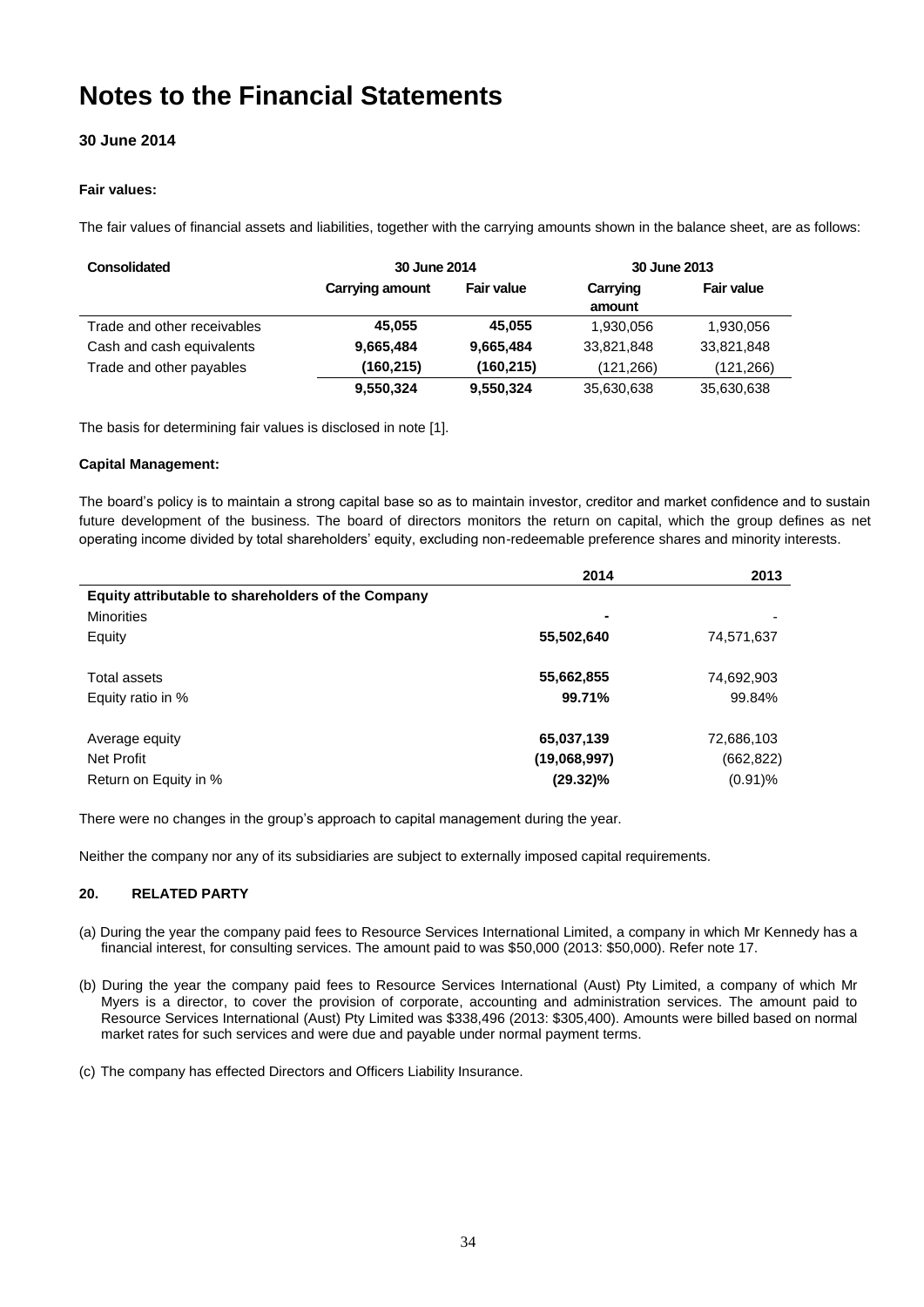# Notes to the Financial Statements

### 30 June 2014

**Fair values:**

The fair values of financial assets and liabilities, together with the carrying amounts shown in the balance sheet, are as follows:

| Consolidated | 30 June 2014 | | 30 June 2013 | |
|---|---|---|---|---|
| | Carrying amount | Fair value | Carrying amount | Fair value |
| Trade and other receivables | **45,055** | **45,055** | 1,930,056 | 1,930,056 |
| Cash and cash equivalents | **9,665,484** | **9,665,484** | 33,821,848 | 33,821,848 |
| Trade and other payables | **(160,215)** | **(160,215)** | (121,266) | (121,266) |
| | **9,550,324** | **9,550,324** | 35,630,638 | 35,630,638 |

The basis for determining fair values is disclosed in note [1].

**Capital Management:**

The board's policy is to maintain a strong capital base so as to maintain investor, creditor and market confidence and to sustain future development of the business. The board of directors monitors the return on capital, which the group defines as net operating income divided by total shareholders' equity, excluding non-redeemable preference shares and minority interests.

| | 2014 | 2013 |
|---|---|---|
| **Equity attributable to shareholders of the Company** | | |
| Minorities | **-** | - |
| Equity | **55,502,640** | 74,571,637 |
| | | |
| Total assets | **55,662,855** | 74,692,903 |
| Equity ratio in % | **99.71%** | 99.84% |
| | | |
| Average equity | **65,037,139** | 72,686,103 |
| Net Profit | **(19,068,997)** | (662,822) |
| Return on Equity in % | **(29.32)%** | (0.91)% |

There were no changes in the group's approach to capital management during the year.

Neither the company nor any of its subsidiaries are subject to externally imposed capital requirements.

#### 20. RELATED PARTY

(a) During the year the company paid fees to Resource Services International Limited, a company in which Mr Kennedy has a financial interest, for consulting services. The amount paid to was $50,000 (2013: $50,000). Refer note 17.

(b) During the year the company paid fees to Resource Services International (Aust) Pty Limited, a company of which Mr Myers is a director, to cover the provision of corporate, accounting and administration services. The amount paid to Resource Services International (Aust) Pty Limited was $338,496 (2013: $305,400). Amounts were billed based on normal market rates for such services and were due and payable under normal payment terms.

(c) The company has effected Directors and Officers Liability Insurance.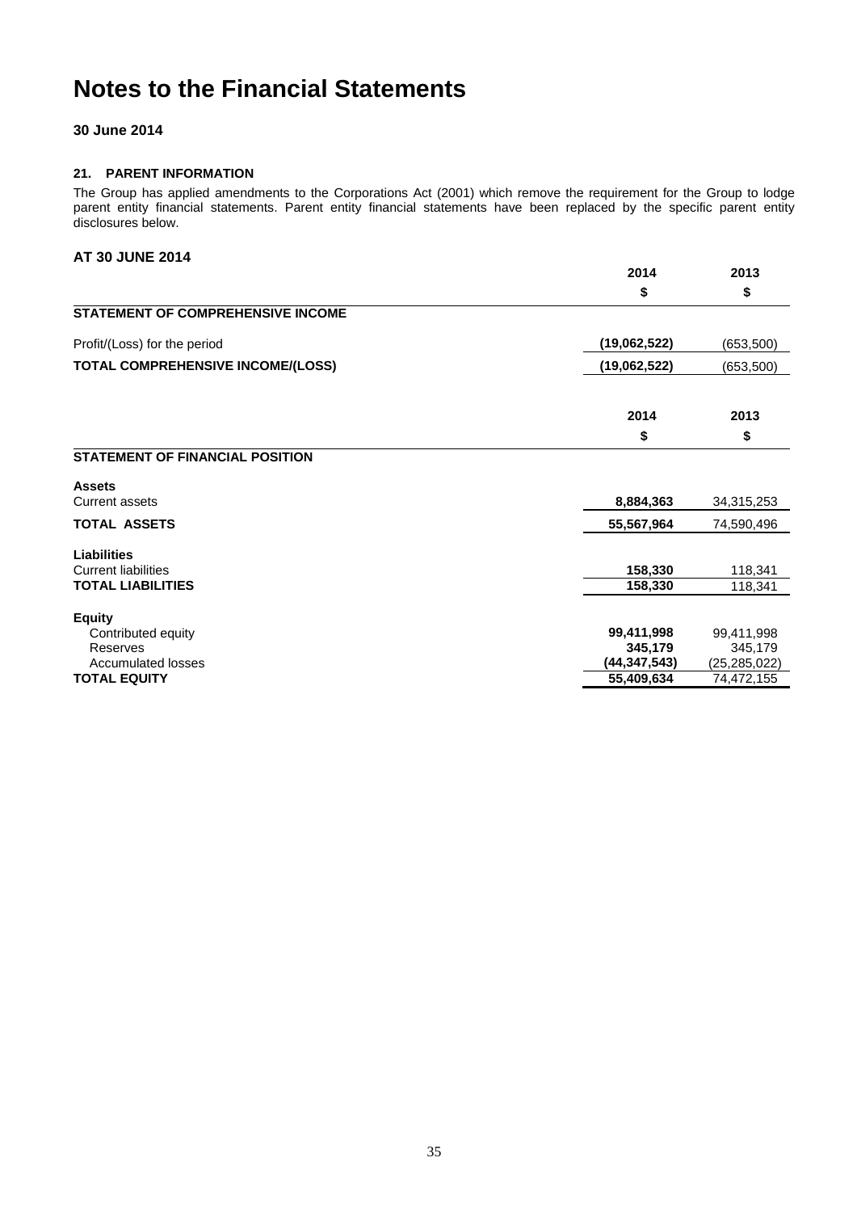# Notes to the Financial Statements

**30 June 2014**

### 21. PARENT INFORMATION

The Group has applied amendments to the Corporations Act (2001) which remove the requirement for the Group to lodge parent entity financial statements. Parent entity financial statements have been replaced by the specific parent entity disclosures below.

### AT 30 JUNE 2014

| | 2014 | 2013 |
|---|---|---|
| | $ | $ |
| **STATEMENT OF COMPREHENSIVE INCOME** | | |
| Profit/(Loss) for the period | **(19,062,522)** | (653,500) |
| **TOTAL COMPREHENSIVE INCOME/(LOSS)** | **(19,062,522)** | (653,500) |

| | 2014 | 2013 |
|---|---|---|
| | $ | $ |
| **STATEMENT OF FINANCIAL POSITION** | | |
| **Assets** | | |
| Current assets | **8,884,363** | 34,315,253 |
| **TOTAL ASSETS** | **55,567,964** | 74,590,496 |
| **Liabilities** | | |
| Current liabilities | **158,330** | 118,341 |
| **TOTAL LIABILITIES** | **158,330** | 118,341 |
| **Equity** | | |
| Contributed equity | **99,411,998** | 99,411,998 |
| Reserves | **345,179** | 345,179 |
| Accumulated losses | **(44,347,543)** | (25,285,022) |
| **TOTAL EQUITY** | **55,409,634** | 74,472,155 |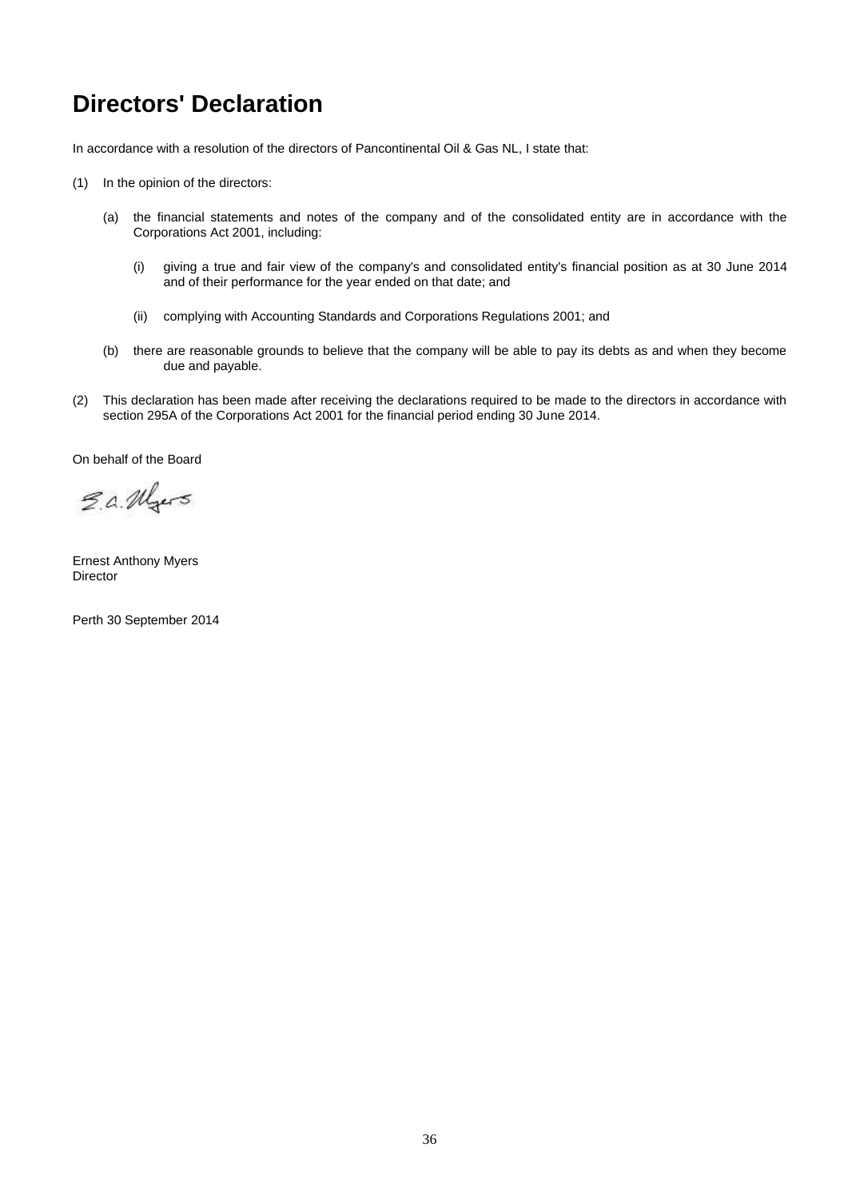# Directors' Declaration

In accordance with a resolution of the directors of Pancontinental Oil & Gas NL, I state that:

(1) In the opinion of the directors:

(a) the financial statements and notes of the company and of the consolidated entity are in accordance with the Corporations Act 2001, including:

(i) giving a true and fair view of the company's and consolidated entity's financial position as at 30 June 2014 and of their performance for the year ended on that date; and

(ii) complying with Accounting Standards and Corporations Regulations 2001; and

(b) there are reasonable grounds to believe that the company will be able to pay its debts as and when they become due and payable.

(2) This declaration has been made after receiving the declarations required to be made to the directors in accordance with section 295A of the Corporations Act 2001 for the financial period ending 30 June 2014.

On behalf of the Board

Ernest Anthony Myers
Director

Perth 30 September 2014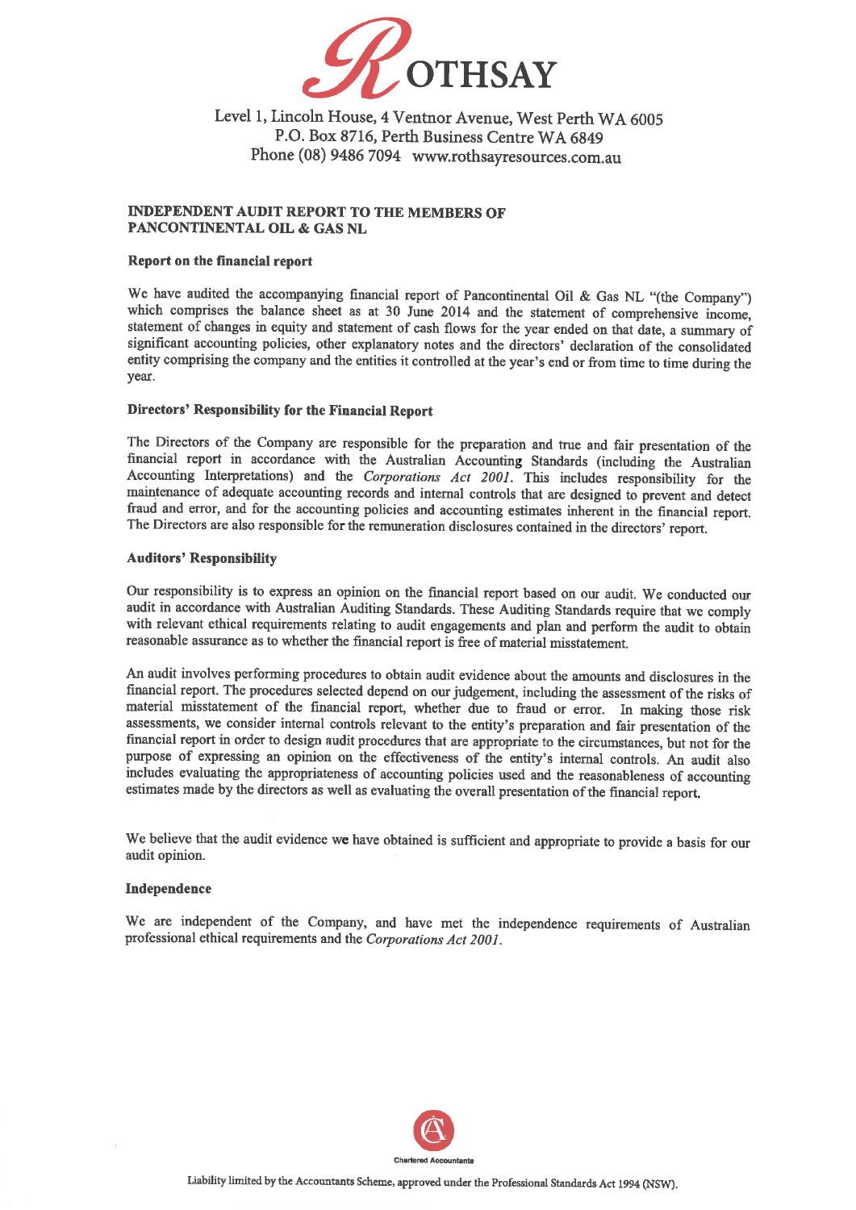ROTHSAY

Level 1, Lincoln House, 4 Ventnor Avenue, West Perth WA 6005
P.O. Box 8716, Perth Business Centre WA 6849
Phone (08) 9486 7094 www.rothsayresources.com.au

**INDEPENDENT AUDIT REPORT TO THE MEMBERS OF PANCONTINENTAL OIL & GAS NL**

**Report on the financial report**

We have audited the accompanying financial report of Pancontinental Oil & Gas NL "(the Company") which comprises the balance sheet as at 30 June 2014 and the statement of comprehensive income, statement of changes in equity and statement of cash flows for the year ended on that date, a summary of significant accounting policies, other explanatory notes and the directors' declaration of the consolidated entity comprising the company and the entities it controlled at the year's end or from time to time during the year.

**Directors' Responsibility for the Financial Report**

The Directors of the Company are responsible for the preparation and true and fair presentation of the financial report in accordance with the Australian Accounting Standards (including the Australian Accounting Interpretations) and the *Corporations Act 2001*. This includes responsibility for the maintenance of adequate accounting records and internal controls that are designed to prevent and detect fraud and error, and for the accounting policies and accounting estimates inherent in the financial report. The Directors are also responsible for the remuneration disclosures contained in the directors' report.

**Auditors' Responsibility**

Our responsibility is to express an opinion on the financial report based on our audit. We conducted our audit in accordance with Australian Auditing Standards. These Auditing Standards require that we comply with relevant ethical requirements relating to audit engagements and plan and perform the audit to obtain reasonable assurance as to whether the financial report is free of material misstatement.

An audit involves performing procedures to obtain audit evidence about the amounts and disclosures in the financial report. The procedures selected depend on our judgement, including the assessment of the risks of material misstatement of the financial report, whether due to fraud or error. In making those risk assessments, we consider internal controls relevant to the entity's preparation and fair presentation of the financial report in order to design audit procedures that are appropriate to the circumstances, but not for the purpose of expressing an opinion on the effectiveness of the entity's internal controls. An audit also includes evaluating the appropriateness of accounting policies used and the reasonableness of accounting estimates made by the directors as well as evaluating the overall presentation of the financial report.

We believe that the audit evidence we have obtained is sufficient and appropriate to provide a basis for our audit opinion.

**Independence**

We are independent of the Company, and have met the independence requirements of Australian professional ethical requirements and the *Corporations Act 2001*.

Chartered Accountants

Liability limited by the Accountants Scheme, approved under the Professional Standards Act 1994 (NSW).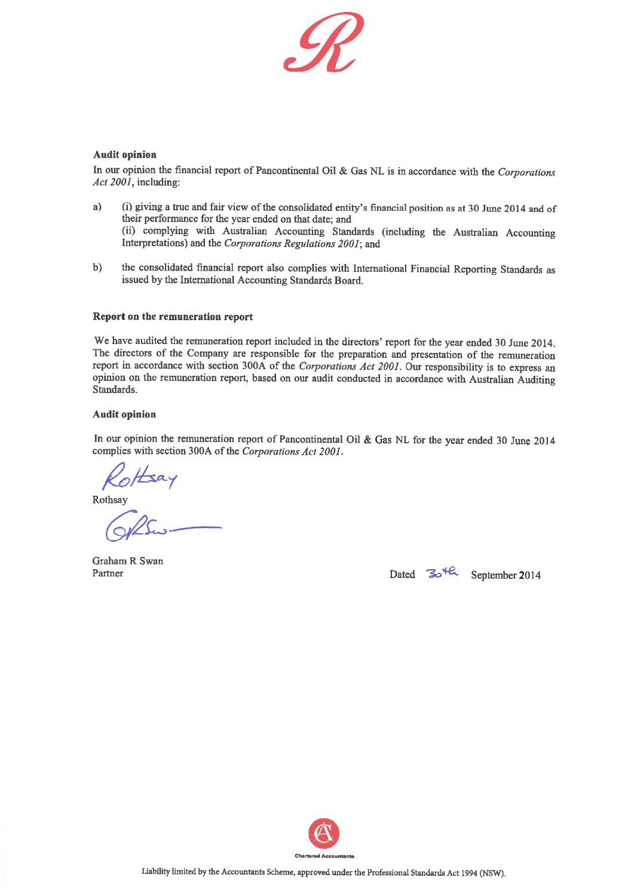### Audit opinion

In our opinion the financial report of Pancontinental Oil & Gas NL is in accordance with the *Corporations Act 2001*, including:

a) (i) giving a true and fair view of the consolidated entity's financial position as at 30 June 2014 and of their performance for the year ended on that date; and
(ii) complying with Australian Accounting Standards (including the Australian Accounting Interpretations) and the *Corporations Regulations 2001*; and

b) the consolidated financial report also complies with International Financial Reporting Standards as issued by the International Accounting Standards Board.

### Report on the remuneration report

We have audited the remuneration report included in the directors' report for the year ended 30 June 2014. The directors of the Company are responsible for the preparation and presentation of the remuneration report in accordance with section 300A of the *Corporations Act 2001*. Our responsibility is to express an opinion on the remuneration report, based on our audit conducted in accordance with Australian Auditing Standards.

### Audit opinion

In our opinion the remuneration report of Pancontinental Oil & Gas NL for the year ended 30 June 2014 complies with section 300A of the *Corporations Act 2001*.

Rothsay

Graham R Swan
Partner

Dated 30th September 2014

Liability limited by the Accountants Scheme, approved under the Professional Standards Act 1994 (NSW).